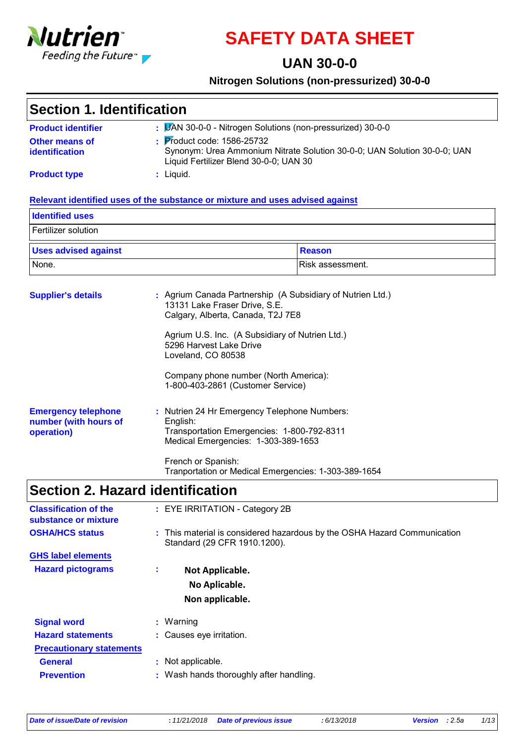# SAFETY DATA SHEET

## UAN 30-0-0

**Nitrogen Solutions (non-pressurized) 30-0-0**

## Section 1. Identification

**Product identifier** : UAN 30-0-0 - Nitrogen Solutions (non-pressurized) 30-0-0

**Other means of identification** : Product code: 1586-25732
Synonym: Urea Ammonium Nitrate Solution 30-0-0; UAN Solution 30-0-0; UAN Liquid Fertilizer Blend 30-0-0; UAN 30

**Product type** : Liquid.

**Relevant identified uses of the substance or mixture and uses advised against**

| Identified uses |
| --- |
| Fertilizer solution |

| Uses advised against | Reason |
| --- | --- |
| None. | Risk assessment. |

**Supplier's details** : Agrium Canada Partnership (A Subsidiary of Nutrien Ltd.)
13131 Lake Fraser Drive, S.E.
Calgary, Alberta, Canada, T2J 7E8

Agrium U.S. Inc. (A Subsidiary of Nutrien Ltd.)
5296 Harvest Lake Drive
Loveland, CO 80538

Company phone number (North America):
1-800-403-2861 (Customer Service)

**Emergency telephone number (with hours of operation)** : Nutrien 24 Hr Emergency Telephone Numbers:
English:
Transportation Emergencies: 1-800-792-8311
Medical Emergencies: 1-303-389-1653

French or Spanish:
Tranportation or Medical Emergencies: 1-303-389-1654

## Section 2. Hazard identification

**Classification of the substance or mixture** : EYE IRRITATION - Category 2B

**OSHA/HCS status** : This material is considered hazardous by the OSHA Hazard Communication Standard (29 CFR 1910.1200).

**GHS label elements**

**Hazard pictograms** :

**Not Applicable.**
**No Aplicable.**
**Non applicable.**

**Signal word** : Warning

**Hazard statements** : Causes eye irritation.

**Precautionary statements**

**General** : Not applicable.

**Prevention** : Wash hands thoroughly after handling.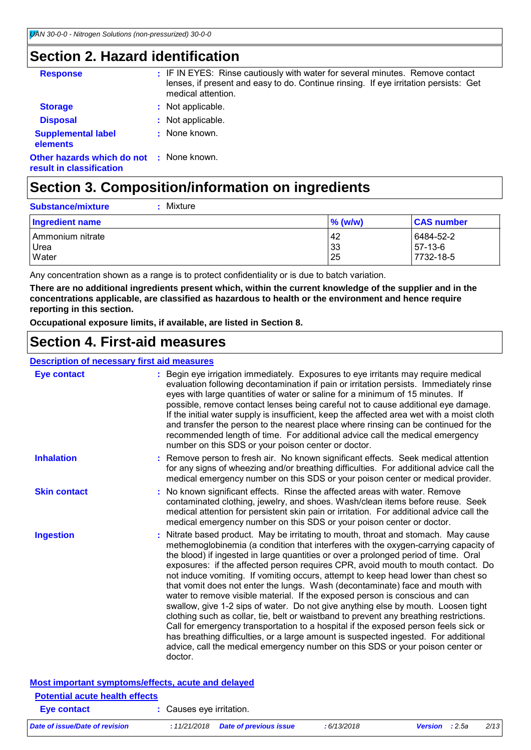## Section 2. Hazard identification

**Response** : IF IN EYES: Rinse cautiously with water for several minutes. Remove contact lenses, if present and easy to do. Continue rinsing. If eye irritation persists: Get medical attention.

**Storage** : Not applicable.

**Disposal** : Not applicable.

**Supplemental label elements** : None known.

**Other hazards which do not result in classification** : None known.

## Section 3. Composition/information on ingredients

**Substance/mixture** : Mixture

| Ingredient name | % (w/w) | CAS number |
|---|---|---|
| Ammonium nitrate | 42 | 6484-52-2 |
| Urea | 33 | 57-13-6 |
| Water | 25 | 7732-18-5 |

Any concentration shown as a range is to protect confidentiality or is due to batch variation.

**There are no additional ingredients present which, within the current knowledge of the supplier and in the concentrations applicable, are classified as hazardous to health or the environment and hence require reporting in this section.**

**Occupational exposure limits, if available, are listed in Section 8.**

## Section 4. First-aid measures

### Description of necessary first aid measures

**Eye contact** : Begin eye irrigation immediately. Exposures to eye irritants may require medical evaluation following decontamination if pain or irritation persists. Immediately rinse eyes with large quantities of water or saline for a minimum of 15 minutes. If possible, remove contact lenses being careful not to cause additional eye damage. If the initial water supply is insufficient, keep the affected area wet with a moist cloth and transfer the person to the nearest place where rinsing can be continued for the recommended length of time. For additional advice call the medical emergency number on this SDS or your poison center or doctor.

**Inhalation** : Remove person to fresh air. No known significant effects. Seek medical attention for any signs of wheezing and/or breathing difficulties. For additional advice call the medical emergency number on this SDS or your poison center or medical provider.

**Skin contact** : No known significant effects. Rinse the affected areas with water. Remove contaminated clothing, jewelry, and shoes. Wash/clean items before reuse. Seek medical attention for persistent skin pain or irritation. For additional advice call the medical emergency number on this SDS or your poison center or doctor.

**Ingestion** : Nitrate based product. May be irritating to mouth, throat and stomach. May cause methemoglobinemia (a condition that interferes with the oxygen-carrying capacity of the blood) if ingested in large quantities or over a prolonged period of time. Oral exposures: if the affected person requires CPR, avoid mouth to mouth contact. Do not induce vomiting. If vomiting occurs, attempt to keep head lower than chest so that vomit does not enter the lungs. Wash (decontaminate) face and mouth with water to remove visible material. If the exposed person is conscious and can swallow, give 1-2 sips of water. Do not give anything else by mouth. Loosen tight clothing such as collar, tie, belt or waistband to prevent any breathing restrictions. Call for emergency transportation to a hospital if the exposed person feels sick or has breathing difficulties, or a large amount is suspected ingested. For additional advice, call the medical emergency number on this SDS or your poison center or doctor.

### Most important symptoms/effects, acute and delayed

#### Potential acute health effects

**Eye contact** : Causes eye irritation.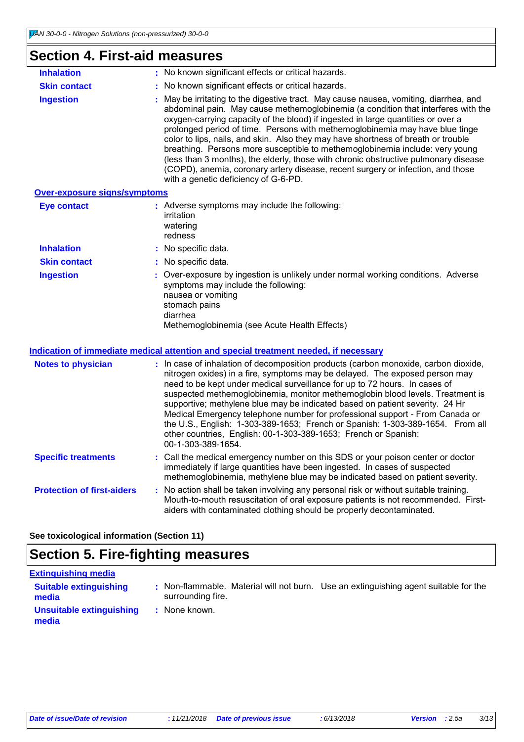## Section 4. First-aid measures

**Inhalation** : No known significant effects or critical hazards.

**Skin contact** : No known significant effects or critical hazards.

**Ingestion** : May be irritating to the digestive tract. May cause nausea, vomiting, diarrhea, and abdominal pain. May cause methemoglobinemia (a condition that interferes with the oxygen-carrying capacity of the blood) if ingested in large quantities or over a prolonged period of time. Persons with methemoglobinemia may have blue tinge color to lips, nails, and skin. Also they may have shortness of breath or trouble breathing. Persons more susceptible to methemoglobinemia include: very young (less than 3 months), the elderly, those with chronic obstructive pulmonary disease (COPD), anemia, coronary artery disease, recent surgery or infection, and those with a genetic deficiency of G-6-PD.

### Over-exposure signs/symptoms

**Eye contact** : Adverse symptoms may include the following:
irritation
watering
redness

**Inhalation** : No specific data.

**Skin contact** : No specific data.

**Ingestion** : Over-exposure by ingestion is unlikely under normal working conditions. Adverse symptoms may include the following:
nausea or vomiting
stomach pains
diarrhea
Methemoglobinemia (see Acute Health Effects)

### Indication of immediate medical attention and special treatment needed, if necessary

**Notes to physician** : In case of inhalation of decomposition products (carbon monoxide, carbon dioxide, nitrogen oxides) in a fire, symptoms may be delayed. The exposed person may need to be kept under medical surveillance for up to 72 hours. In cases of suspected methemoglobinemia, monitor methemoglobin blood levels. Treatment is supportive; methylene blue may be indicated based on patient severity. 24 Hr Medical Emergency telephone number for professional support - From Canada or the U.S., English: 1-303-389-1653; French or Spanish: 1-303-389-1654. From all other countries, English: 00-1-303-389-1653; French or Spanish: 00-1-303-389-1654.

**Specific treatments** : Call the medical emergency number on this SDS or your poison center or doctor immediately if large quantities have been ingested. In cases of suspected methemoglobinemia, methylene blue may be indicated based on patient severity.

**Protection of first-aiders** : No action shall be taken involving any personal risk or without suitable training. Mouth-to-mouth resuscitation of oral exposure patients is not recommended. First-aiders with contaminated clothing should be properly decontaminated.

**See toxicological information (Section 11)**

## Section 5. Fire-fighting measures

### Extinguishing media

**Suitable extinguishing media** : Non-flammable. Material will not burn. Use an extinguishing agent suitable for the surrounding fire.

**Unsuitable extinguishing media** : None known.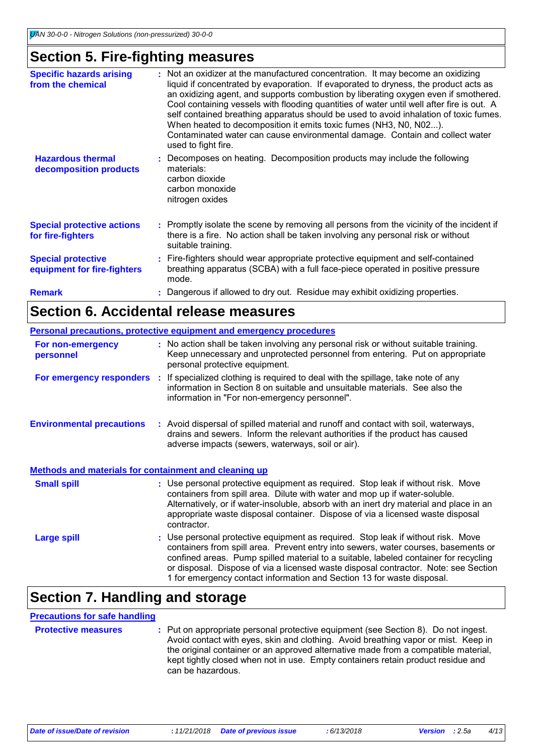## Section 5. Fire-fighting measures

**Specific hazards arising from the chemical** : Not an oxidizer at the manufactured concentration. It may become an oxidizing liquid if concentrated by evaporation. If evaporated to dryness, the product acts as an oxidizing agent, and supports combustion by liberating oxygen even if smothered. Cool containing vessels with flooding quantities of water until well after fire is out. A self contained breathing apparatus should be used to avoid inhalation of toxic fumes. When heated to decomposition it emits toxic fumes (NH3, N0, N02...). Contaminated water can cause environmental damage. Contain and collect water used to fight fire.

**Hazardous thermal decomposition products** : Decomposes on heating. Decomposition products may include the following materials:
carbon dioxide
carbon monoxide
nitrogen oxides

**Special protective actions for fire-fighters** : Promptly isolate the scene by removing all persons from the vicinity of the incident if there is a fire. No action shall be taken involving any personal risk or without suitable training.

**Special protective equipment for fire-fighters** : Fire-fighters should wear appropriate protective equipment and self-contained breathing apparatus (SCBA) with a full face-piece operated in positive pressure mode.

**Remark** : Dangerous if allowed to dry out. Residue may exhibit oxidizing properties.

## Section 6. Accidental release measures

### Personal precautions, protective equipment and emergency procedures

**For non-emergency personnel** : No action shall be taken involving any personal risk or without suitable training. Keep unnecessary and unprotected personnel from entering. Put on appropriate personal protective equipment.

**For emergency responders** : If specialized clothing is required to deal with the spillage, take note of any information in Section 8 on suitable and unsuitable materials. See also the information in "For non-emergency personnel".

**Environmental precautions** : Avoid dispersal of spilled material and runoff and contact with soil, waterways, drains and sewers. Inform the relevant authorities if the product has caused adverse impacts (sewers, waterways, soil or air).

### Methods and materials for containment and cleaning up

**Small spill** : Use personal protective equipment as required. Stop leak if without risk. Move containers from spill area. Dilute with water and mop up if water-soluble. Alternatively, or if water-insoluble, absorb with an inert dry material and place in an appropriate waste disposal container. Dispose of via a licensed waste disposal contractor.

**Large spill** : Use personal protective equipment as required. Stop leak if without risk. Move containers from spill area. Prevent entry into sewers, water courses, basements or confined areas. Pump spilled material to a suitable, labeled container for recycling or disposal. Dispose of via a licensed waste disposal contractor. Note: see Section 1 for emergency contact information and Section 13 for waste disposal.

## Section 7. Handling and storage

### Precautions for safe handling

**Protective measures** : Put on appropriate personal protective equipment (see Section 8). Do not ingest. Avoid contact with eyes, skin and clothing. Avoid breathing vapor or mist. Keep in the original container or an approved alternative made from a compatible material, kept tightly closed when not in use. Empty containers retain product residue and can be hazardous.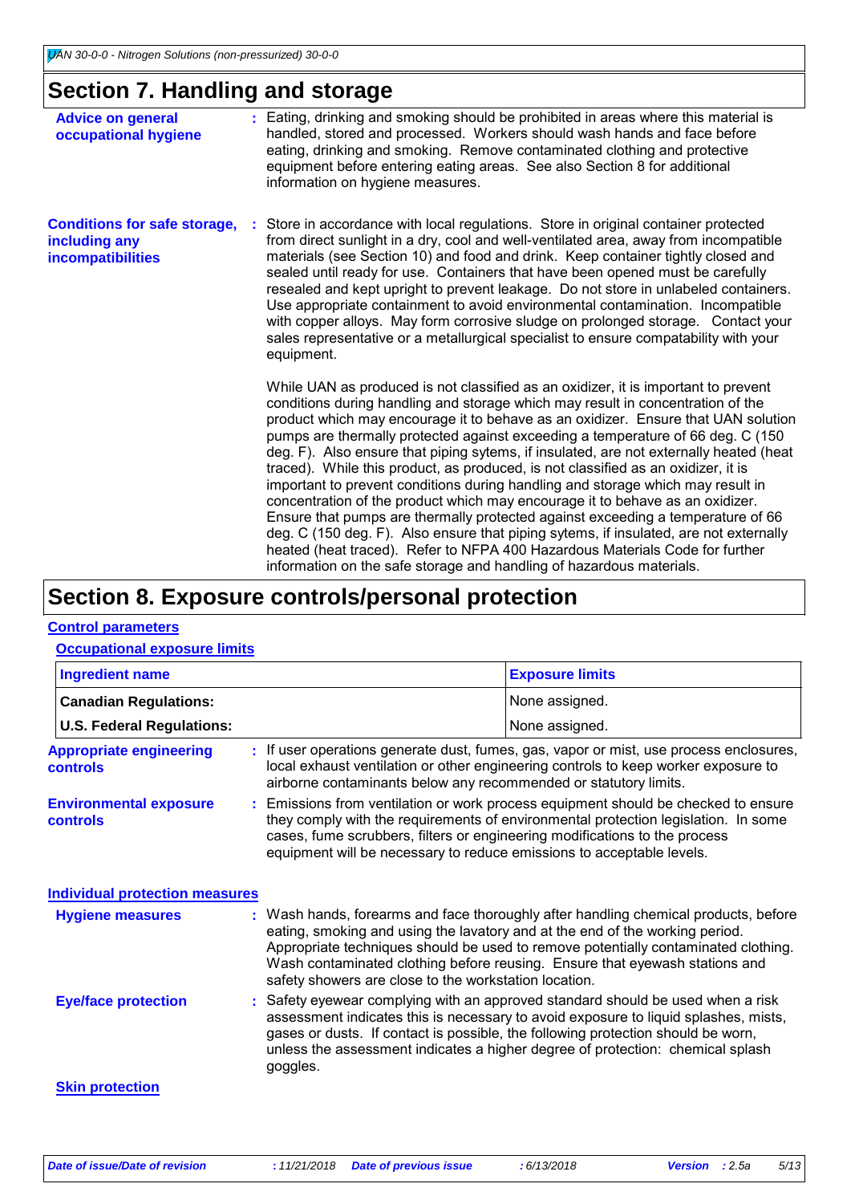## Section 7. Handling and storage

**Advice on general occupational hygiene** : Eating, drinking and smoking should be prohibited in areas where this material is handled, stored and processed. Workers should wash hands and face before eating, drinking and smoking. Remove contaminated clothing and protective equipment before entering eating areas. See also Section 8 for additional information on hygiene measures.

**Conditions for safe storage, including any incompatibilities** : Store in accordance with local regulations. Store in original container protected from direct sunlight in a dry, cool and well-ventilated area, away from incompatible materials (see Section 10) and food and drink. Keep container tightly closed and sealed until ready for use. Containers that have been opened must be carefully resealed and kept upright to prevent leakage. Do not store in unlabeled containers. Use appropriate containment to avoid environmental contamination. Incompatible with copper alloys. May form corrosive sludge on prolonged storage. Contact your sales representative or a metallurgical specialist to ensure compatability with your equipment.

While UAN as produced is not classified as an oxidizer, it is important to prevent conditions during handling and storage which may result in concentration of the product which may encourage it to behave as an oxidizer. Ensure that UAN solution pumps are thermally protected against exceeding a temperature of 66 deg. C (150 deg. F). Also ensure that piping sytems, if insulated, are not externally heated (heat traced). While this product, as produced, is not classified as an oxidizer, it is important to prevent conditions during handling and storage which may result in concentration of the product which may encourage it to behave as an oxidizer. Ensure that pumps are thermally protected against exceeding a temperature of 66 deg. C (150 deg. F). Also ensure that piping sytems, if insulated, are not externally heated (heat traced). Refer to NFPA 400 Hazardous Materials Code for further information on the safe storage and handling of hazardous materials.

## Section 8. Exposure controls/personal protection

### Control parameters

#### Occupational exposure limits

| Ingredient name | Exposure limits |
|---|---|
| **Canadian Regulations:** | None assigned. |
| **U.S. Federal Regulations:** | None assigned. |

**Appropriate engineering controls** : If user operations generate dust, fumes, gas, vapor or mist, use process enclosures, local exhaust ventilation or other engineering controls to keep worker exposure to airborne contaminants below any recommended or statutory limits.

**Environmental exposure controls** : Emissions from ventilation or work process equipment should be checked to ensure they comply with the requirements of environmental protection legislation. In some cases, fume scrubbers, filters or engineering modifications to the process equipment will be necessary to reduce emissions to acceptable levels.

### Individual protection measures

**Hygiene measures** : Wash hands, forearms and face thoroughly after handling chemical products, before eating, smoking and using the lavatory and at the end of the working period. Appropriate techniques should be used to remove potentially contaminated clothing. Wash contaminated clothing before reusing. Ensure that eyewash stations and safety showers are close to the workstation location.

**Eye/face protection** : Safety eyewear complying with an approved standard should be used when a risk assessment indicates this is necessary to avoid exposure to liquid splashes, mists, gases or dusts. If contact is possible, the following protection should be worn, unless the assessment indicates a higher degree of protection: chemical splash goggles.

#### Skin protection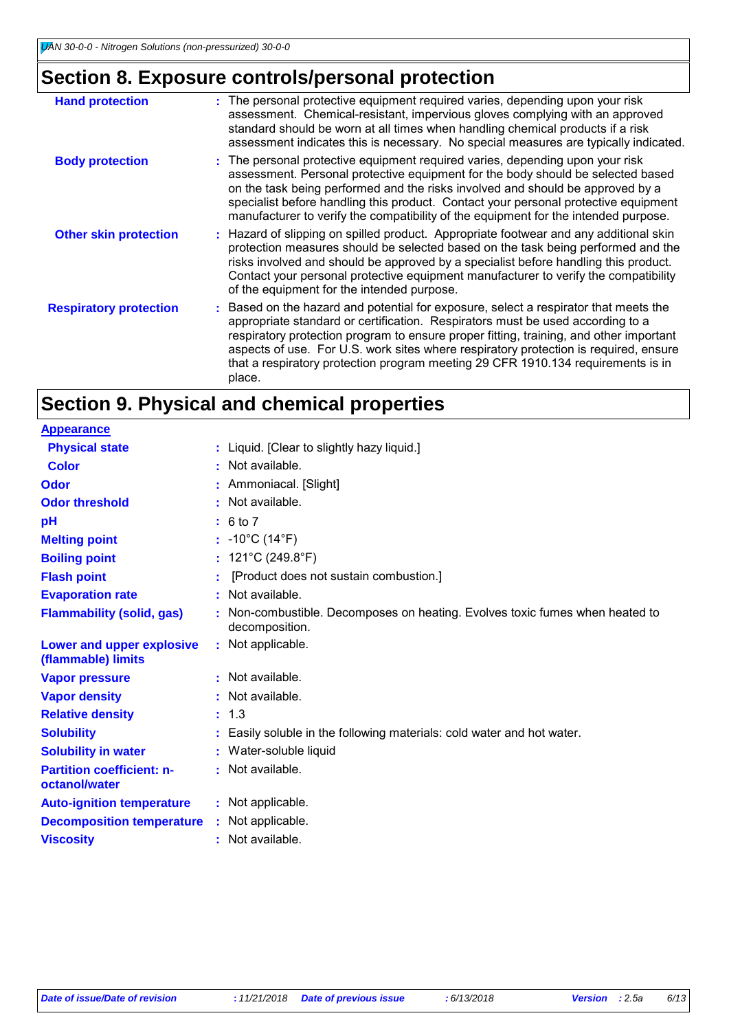## Section 8. Exposure controls/personal protection

| | |
|---|---|
| **Hand protection** | : The personal protective equipment required varies, depending upon your risk assessment. Chemical-resistant, impervious gloves complying with an approved standard should be worn at all times when handling chemical products if a risk assessment indicates this is necessary. No special measures are typically indicated. |
| **Body protection** | : The personal protective equipment required varies, depending upon your risk assessment. Personal protective equipment for the body should be selected based on the task being performed and the risks involved and should be approved by a specialist before handling this product. Contact your personal protective equipment manufacturer to verify the compatibility of the equipment for the intended purpose. |
| **Other skin protection** | : Hazard of slipping on spilled product. Appropriate footwear and any additional skin protection measures should be selected based on the task being performed and the risks involved and should be approved by a specialist before handling this product. Contact your personal protective equipment manufacturer to verify the compatibility of the equipment for the intended purpose. |
| **Respiratory protection** | : Based on the hazard and potential for exposure, select a respirator that meets the appropriate standard or certification. Respirators must be used according to a respiratory protection program to ensure proper fitting, training, and other important aspects of use. For U.S. work sites where respiratory protection is required, ensure that a respiratory protection program meeting 29 CFR 1910.134 requirements is in place. |

## Section 9. Physical and chemical properties

**Appearance**

| | |
|---|---|
| **Physical state** | : Liquid. [Clear to slightly hazy liquid.] |
| **Color** | : Not available. |
| **Odor** | : Ammoniacal. [Slight] |
| **Odor threshold** | : Not available. |
| **pH** | : 6 to 7 |
| **Melting point** | : -10°C (14°F) |
| **Boiling point** | : 121°C (249.8°F) |
| **Flash point** | : [Product does not sustain combustion.] |
| **Evaporation rate** | : Not available. |
| **Flammability (solid, gas)** | : Non-combustible. Decomposes on heating. Evolves toxic fumes when heated to decomposition. |
| **Lower and upper explosive (flammable) limits** | : Not applicable. |
| **Vapor pressure** | : Not available. |
| **Vapor density** | : Not available. |
| **Relative density** | : 1.3 |
| **Solubility** | : Easily soluble in the following materials: cold water and hot water. |
| **Solubility in water** | : Water-soluble liquid |
| **Partition coefficient: n-octanol/water** | : Not available. |
| **Auto-ignition temperature** | : Not applicable. |
| **Decomposition temperature** | : Not applicable. |
| **Viscosity** | : Not available. |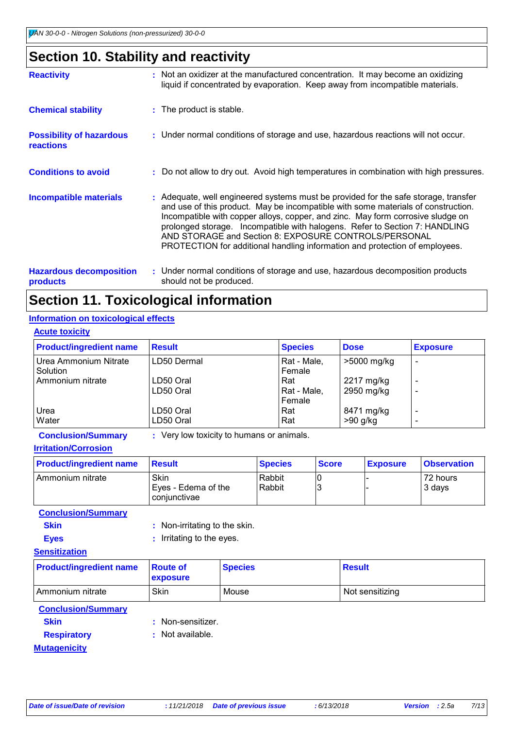## Section 10. Stability and reactivity

**Reactivity** : Not an oxidizer at the manufactured concentration. It may become an oxidizing liquid if concentrated by evaporation. Keep away from incompatible materials.

**Chemical stability** : The product is stable.

**Possibility of hazardous reactions** : Under normal conditions of storage and use, hazardous reactions will not occur.

**Conditions to avoid** : Do not allow to dry out. Avoid high temperatures in combination with high pressures.

**Incompatible materials** : Adequate, well engineered systems must be provided for the safe storage, transfer and use of this product. May be incompatible with some materials of construction. Incompatible with copper alloys, copper, and zinc. May form corrosive sludge on prolonged storage. Incompatible with halogens. Refer to Section 7: HANDLING AND STORAGE and Section 8: EXPOSURE CONTROLS/PERSONAL PROTECTION for additional handling information and protection of employees.

**Hazardous decomposition products** : Under normal conditions of storage and use, hazardous decomposition products should not be produced.

## Section 11. Toxicological information

### Information on toxicological effects

#### Acute toxicity

| Product/ingredient name | Result | Species | Dose | Exposure |
|---|---|---|---|---|
| Urea Ammonium Nitrate Solution | LD50 Dermal | Rat - Male, Female | >5000 mg/kg | - |
| Ammonium nitrate | LD50 Oral | Rat | 2217 mg/kg | - |
| | LD50 Oral | Rat - Male, Female | 2950 mg/kg | - |
| Urea | LD50 Oral | Rat | 8471 mg/kg | - |
| Water | LD50 Oral | Rat | >90 g/kg | - |

**Conclusion/Summary** : Very low toxicity to humans or animals.

#### Irritation/Corrosion

| Product/ingredient name | Result | Species | Score | Exposure | Observation |
|---|---|---|---|---|---|
| Ammonium nitrate | Skin | Rabbit | 0 | - | 72 hours |
| | Eyes - Edema of the conjunctivae | Rabbit | 3 | - | 3 days |

**Conclusion/Summary**

**Skin** : Non-irritating to the skin.

**Eyes** : Irritating to the eyes.

#### Sensitization

| Product/ingredient name | Route of exposure | Species | Result |
|---|---|---|---|
| Ammonium nitrate | Skin | Mouse | Not sensitizing |

**Conclusion/Summary**

**Skin** : Non-sensitizer.

**Respiratory** : Not available.

#### Mutagenicity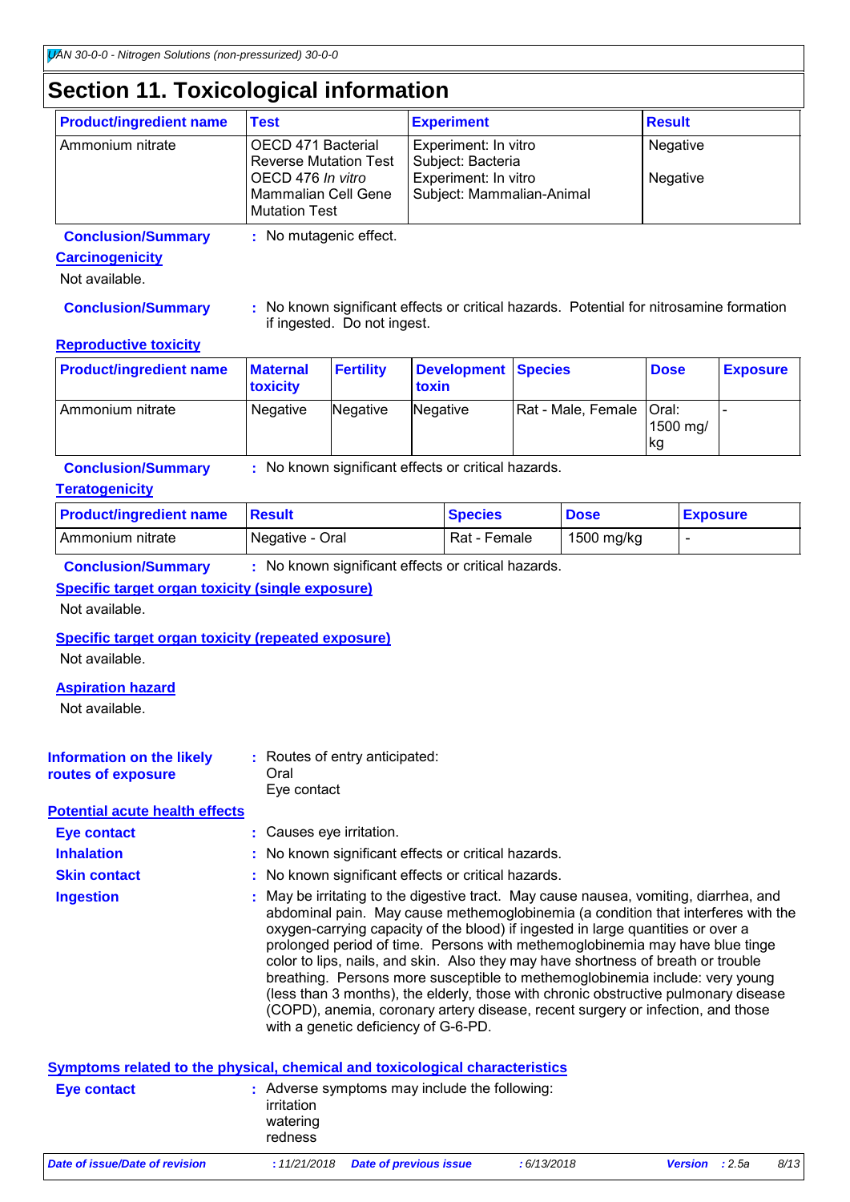# Section 11. Toxicological information

| Product/ingredient name | Test | Experiment | Result |
|---|---|---|---|
| Ammonium nitrate | OECD 471 Bacterial Reverse Mutation Test | Experiment: In vitro Subject: Bacteria | Negative |
| | OECD 476 *In vitro* Mammalian Cell Gene Mutation Test | Experiment: In vitro Subject: Mammalian-Animal | Negative |

**Conclusion/Summary** : No mutagenic effect.

### Carcinogenicity

Not available.

**Conclusion/Summary** : No known significant effects or critical hazards. Potential for nitrosamine formation if ingested. Do not ingest.

### Reproductive toxicity

| Product/ingredient name | Maternal toxicity | Fertility | Development toxin | Species | Dose | Exposure |
|---|---|---|---|---|---|---|
| Ammonium nitrate | Negative | Negative | Negative | Rat - Male, Female | Oral: 1500 mg/kg | - |

**Conclusion/Summary** : No known significant effects or critical hazards.

### Teratogenicity

| Product/ingredient name | Result | Species | Dose | Exposure |
|---|---|---|---|---|
| Ammonium nitrate | Negative - Oral | Rat - Female | 1500 mg/kg | - |

**Conclusion/Summary** : No known significant effects or critical hazards.

### Specific target organ toxicity (single exposure)

Not available.

### Specific target organ toxicity (repeated exposure)

Not available.

### Aspiration hazard

Not available.

**Information on the likely routes of exposure** : Routes of entry anticipated:
Oral
Eye contact

### Potential acute health effects

**Eye contact** : Causes eye irritation.

**Inhalation** : No known significant effects or critical hazards.

**Skin contact** : No known significant effects or critical hazards.

**Ingestion** : May be irritating to the digestive tract. May cause nausea, vomiting, diarrhea, and abdominal pain. May cause methemoglobinemia (a condition that interferes with the oxygen-carrying capacity of the blood) if ingested in large quantities or over a prolonged period of time. Persons with methemoglobinemia may have blue tinge color to lips, nails, and skin. Also they may have shortness of breath or trouble breathing. Persons more susceptible to methemoglobinemia include: very young (less than 3 months), the elderly, those with chronic obstructive pulmonary disease (COPD), anemia, coronary artery disease, recent surgery or infection, and those with a genetic deficiency of G-6-PD.

### Symptoms related to the physical, chemical and toxicological characteristics

**Eye contact** : Adverse symptoms may include the following:
irritation
watering
redness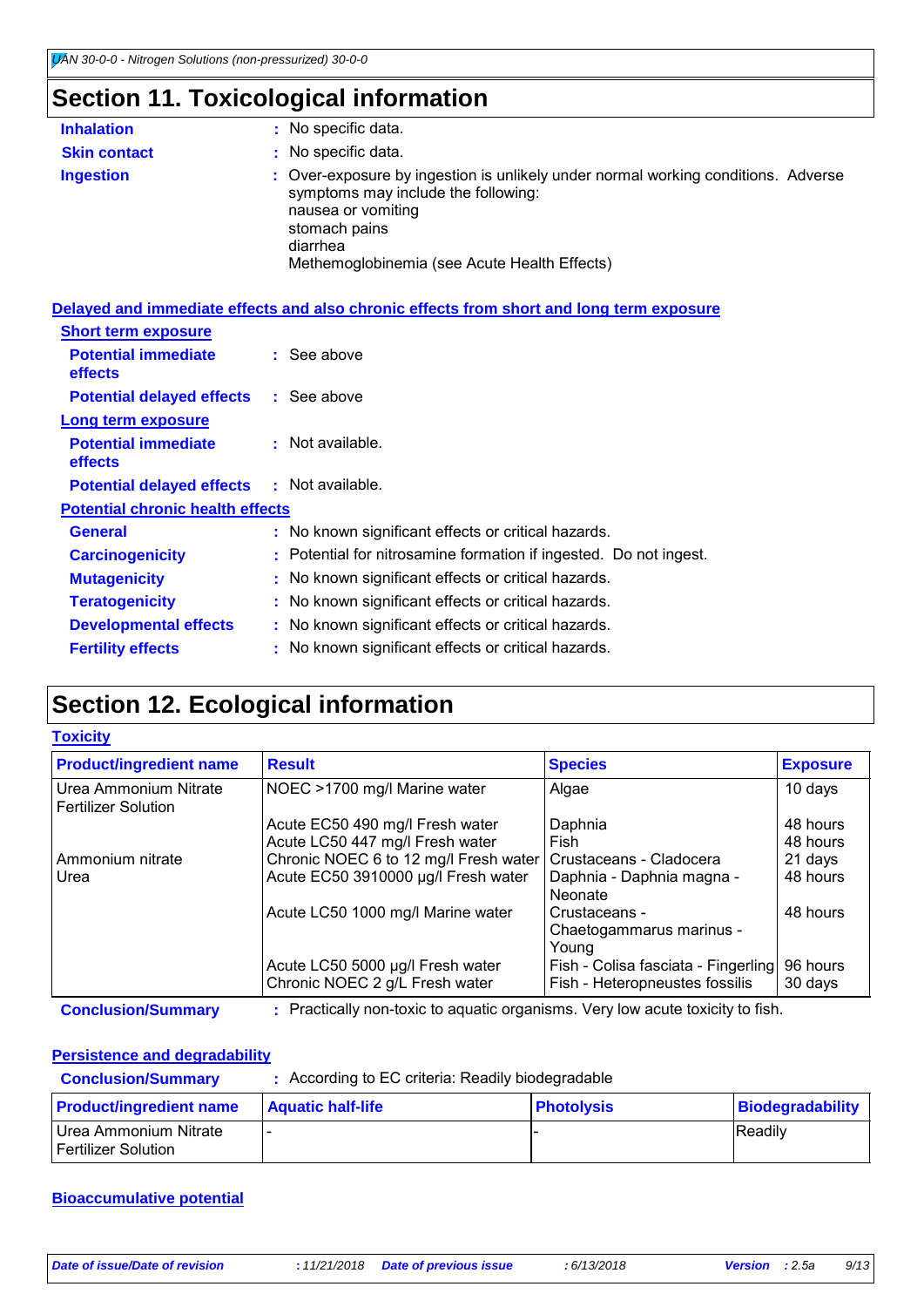## Section 11. Toxicological information

**Inhalation** : No specific data.

**Skin contact** : No specific data.

**Ingestion** : Over-exposure by ingestion is unlikely under normal working conditions. Adverse symptoms may include the following:
nausea or vomiting
stomach pains
diarrhea
Methemoglobinemia (see Acute Health Effects)

**Delayed and immediate effects and also chronic effects from short and long term exposure**

**Short term exposure**

**Potential immediate effects** : See above

**Potential delayed effects** : See above

**Long term exposure**

**Potential immediate effects** : Not available.

**Potential delayed effects** : Not available.

**Potential chronic health effects**

**General** : No known significant effects or critical hazards.

**Carcinogenicity** : Potential for nitrosamine formation if ingested. Do not ingest.

**Mutagenicity** : No known significant effects or critical hazards.

**Teratogenicity** : No known significant effects or critical hazards.

**Developmental effects** : No known significant effects or critical hazards.

**Fertility effects** : No known significant effects or critical hazards.

## Section 12. Ecological information

**Toxicity**

| Product/ingredient name | Result | Species | Exposure |
|---|---|---|---|
| Urea Ammonium Nitrate Fertilizer Solution | NOEC >1700 mg/l Marine water | Algae | 10 days |
| | Acute EC50 490 mg/l Fresh water | Daphnia | 48 hours |
| | Acute LC50 447 mg/l Fresh water | Fish | 48 hours |
| Ammonium nitrate | Chronic NOEC 6 to 12 mg/l Fresh water | Crustaceans - Cladocera | 21 days |
| Urea | Acute EC50 3910000 µg/l Fresh water | Daphnia - Daphnia magna - Neonate | 48 hours |
| | Acute LC50 1000 mg/l Marine water | Crustaceans - Chaetogammarus marinus - Young | 48 hours |
| | Acute LC50 5000 µg/l Fresh water | Fish - Colisa fasciata - Fingerling | 96 hours |
| | Chronic NOEC 2 g/L Fresh water | Fish - Heteropneustes fossilis | 30 days |

**Conclusion/Summary** : Practically non-toxic to aquatic organisms. Very low acute toxicity to fish.

**Persistence and degradability**

**Conclusion/Summary** : According to EC criteria: Readily biodegradable

| Product/ingredient name | Aquatic half-life | Photolysis | Biodegradability |
|---|---|---|---|
| Urea Ammonium Nitrate Fertilizer Solution | - | - | Readily |

**Bioaccumulative potential**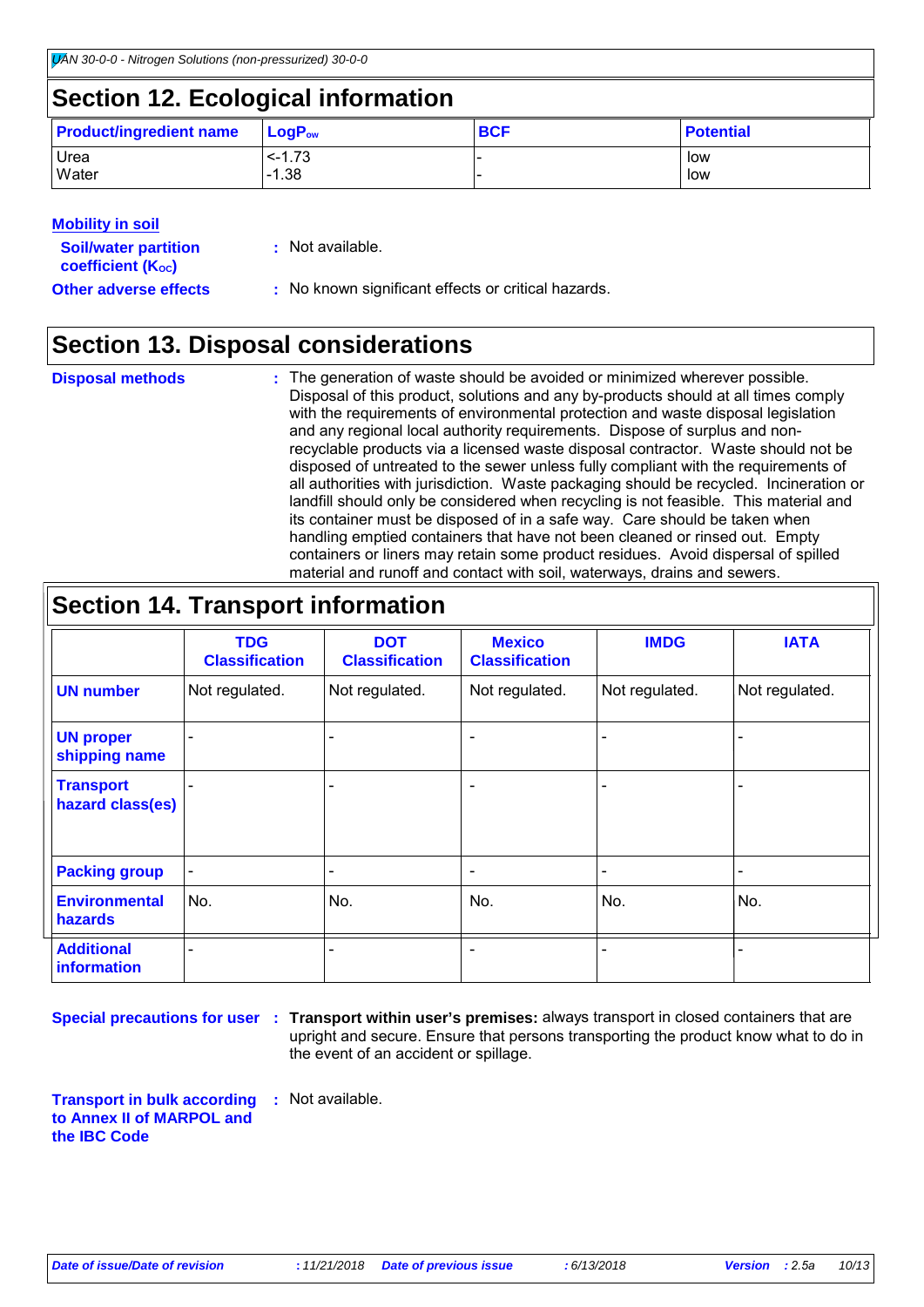## Section 12. Ecological information

| Product/ingredient name | $LogP_{ow}$ | BCF | Potential |
|---|---|---|---|
| Urea | <-1.73 | - | low |
| Water | -1.38 | - | low |

**Mobility in soil**

**Soil/water partition coefficient ($K_{OC}$)** : Not available.

**Other adverse effects** : No known significant effects or critical hazards.

## Section 13. Disposal considerations

**Disposal methods** : The generation of waste should be avoided or minimized wherever possible. Disposal of this product, solutions and any by-products should at all times comply with the requirements of environmental protection and waste disposal legislation and any regional local authority requirements. Dispose of surplus and non-recyclable products via a licensed waste disposal contractor. Waste should not be disposed of untreated to the sewer unless fully compliant with the requirements of all authorities with jurisdiction. Waste packaging should be recycled. Incineration or landfill should only be considered when recycling is not feasible. This material and its container must be disposed of in a safe way. Care should be taken when handling emptied containers that have not been cleaned or rinsed out. Empty containers or liners may retain some product residues. Avoid dispersal of spilled material and runoff and contact with soil, waterways, drains and sewers.

## Section 14. Transport information

| | TDG Classification | DOT Classification | Mexico Classification | IMDG | IATA |
|---|---|---|---|---|---|
| UN number | Not regulated. | Not regulated. | Not regulated. | Not regulated. | Not regulated. |
| UN proper shipping name | - | - | - | - | - |
| Transport hazard class(es) | - | - | - | - | - |
| Packing group | - | - | - | - | - |
| Environmental hazards | No. | No. | No. | No. | No. |
| Additional information | - | - | - | - | - |

**Special precautions for user** : **Transport within user's premises:** always transport in closed containers that are upright and secure. Ensure that persons transporting the product know what to do in the event of an accident or spillage.

**Transport in bulk according to Annex II of MARPOL and the IBC Code** : Not available.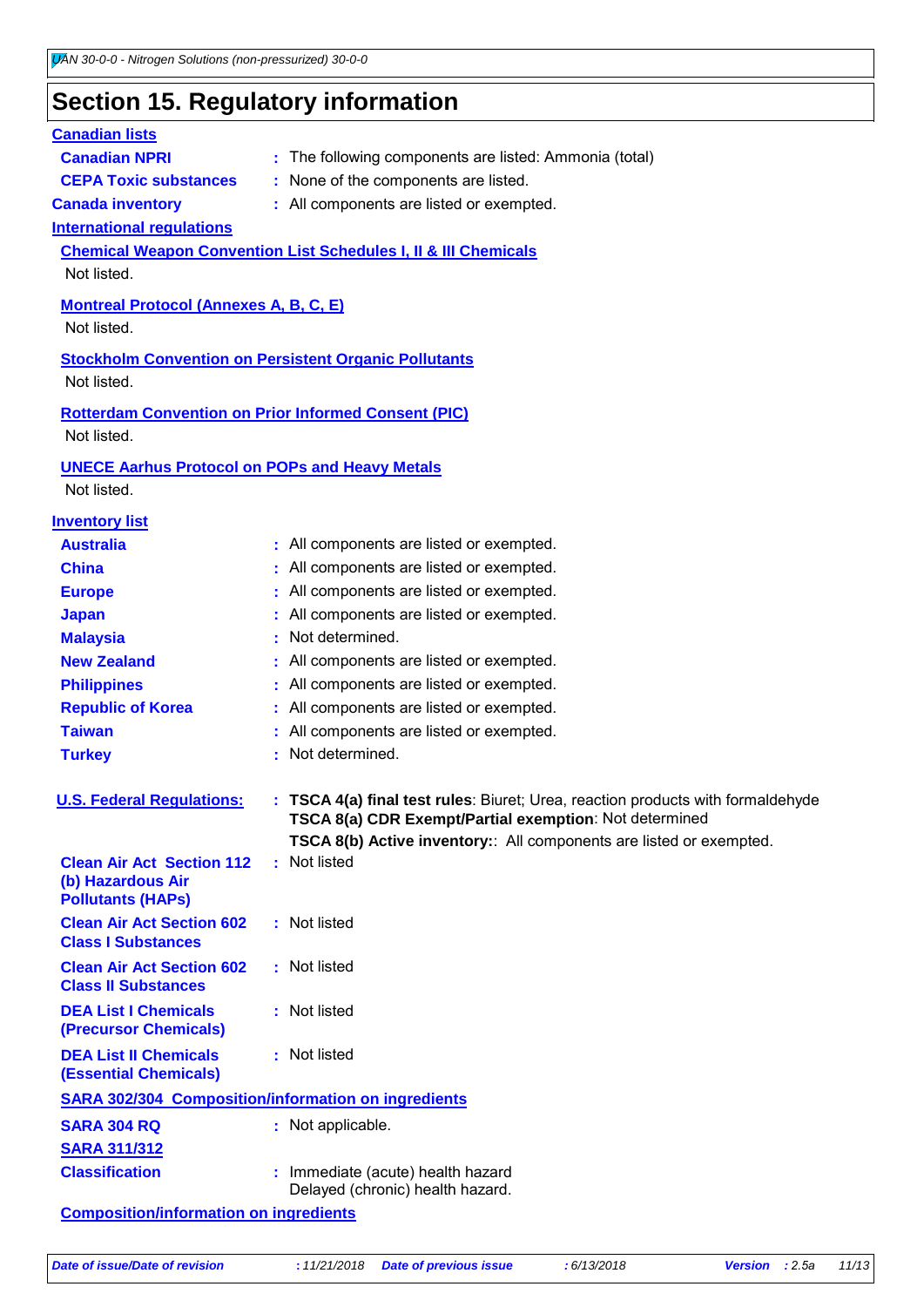# Section 15. Regulatory information

**Canadian lists**

**Canadian NPRI** : The following components are listed: Ammonia (total)

**CEPA Toxic substances** : None of the components are listed.

**Canada inventory** : All components are listed or exempted.

**International regulations**

**Chemical Weapon Convention List Schedules I, II & III Chemicals**

Not listed.

**Montreal Protocol (Annexes A, B, C, E)**

Not listed.

**Stockholm Convention on Persistent Organic Pollutants**

Not listed.

**Rotterdam Convention on Prior Informed Consent (PIC)**

Not listed.

**UNECE Aarhus Protocol on POPs and Heavy Metals**

Not listed.

**Inventory list**

| | |
|---|---|
| **Australia** | All components are listed or exempted. |
| **China** | All components are listed or exempted. |
| **Europe** | All components are listed or exempted. |
| **Japan** | All components are listed or exempted. |
| **Malaysia** | Not determined. |
| **New Zealand** | All components are listed or exempted. |
| **Philippines** | All components are listed or exempted. |
| **Republic of Korea** | All components are listed or exempted. |
| **Taiwan** | All components are listed or exempted. |
| **Turkey** | Not determined. |

**U.S. Federal Regulations:** : **TSCA 4(a) final test rules**: Biuret; Urea, reaction products with formaldehyde
**TSCA 8(a) CDR Exempt/Partial exemption**: Not determined
**TSCA 8(b) Active inventory:**: All components are listed or exempted.

**Clean Air Act Section 112 (b) Hazardous Air Pollutants (HAPs)** : Not listed

**Clean Air Act Section 602 Class I Substances** : Not listed

**Clean Air Act Section 602 Class II Substances** : Not listed

**DEA List I Chemicals (Precursor Chemicals)** : Not listed

**DEA List II Chemicals (Essential Chemicals)** : Not listed

**SARA 302/304 Composition/information on ingredients**

**SARA 304 RQ** : Not applicable.

**SARA 311/312**

**Classification** : Immediate (acute) health hazard
Delayed (chronic) health hazard.

**Composition/information on ingredients**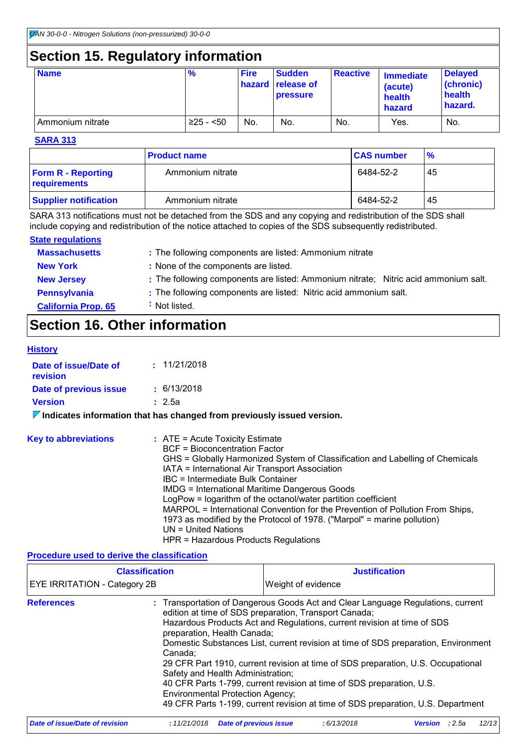## Section 15. Regulatory information

| Name | % | Fire hazard | Sudden release of pressure | Reactive | Immediate (acute) health hazard | Delayed (chronic) health hazard. |
|---|---|---|---|---|---|---|
| Ammonium nitrate | ≥25 - <50 | No. | No. | No. | Yes. | No. |

**SARA 313**

| | Product name | CAS number | % |
|---|---|---|---|
| **Form R - Reporting requirements** | Ammonium nitrate | 6484-52-2 | 45 |
| **Supplier notification** | Ammonium nitrate | 6484-52-2 | 45 |

SARA 313 notifications must not be detached from the SDS and any copying and redistribution of the SDS shall include copying and redistribution of the notice attached to copies of the SDS subsequently redistributed.

**State regulations**

**Massachusetts** : The following components are listed: Ammonium nitrate

**New York** : None of the components are listed.

**New Jersey** : The following components are listed: Ammonium nitrate; Nitric acid ammonium salt.

**Pennsylvania** : The following components are listed: Nitric acid ammonium salt.

**California Prop. 65** : Not listed.

## Section 16. Other information

**History**

**Date of issue/Date of revision** : 11/21/2018

**Date of previous issue** : 6/13/2018

**Version** : 2.5a

**Indicates information that has changed from previously issued version.**

**Key to abbreviations** : ATE = Acute Toxicity Estimate
BCF = Bioconcentration Factor
GHS = Globally Harmonized System of Classification and Labelling of Chemicals
IATA = International Air Transport Association
IBC = Intermediate Bulk Container
IMDG = International Maritime Dangerous Goods
LogPow = logarithm of the octanol/water partition coefficient
MARPOL = International Convention for the Prevention of Pollution From Ships, 1973 as modified by the Protocol of 1978. ("Marpol" = marine pollution)
UN = United Nations
HPR = Hazardous Products Regulations

**Procedure used to derive the classification**

| Classification | Justification |
|---|---|
| EYE IRRITATION - Category 2B | Weight of evidence |

**References** : Transportation of Dangerous Goods Act and Clear Language Regulations, current edition at time of SDS preparation, Transport Canada;
Hazardous Products Act and Regulations, current revision at time of SDS preparation, Health Canada;
Domestic Substances List, current revision at time of SDS preparation, Environment Canada;
29 CFR Part 1910, current revision at time of SDS preparation, U.S. Occupational Safety and Health Administration;
40 CFR Parts 1-799, current revision at time of SDS preparation, U.S. Environmental Protection Agency;
49 CFR Parts 1-199, current revision at time of SDS preparation, U.S. Department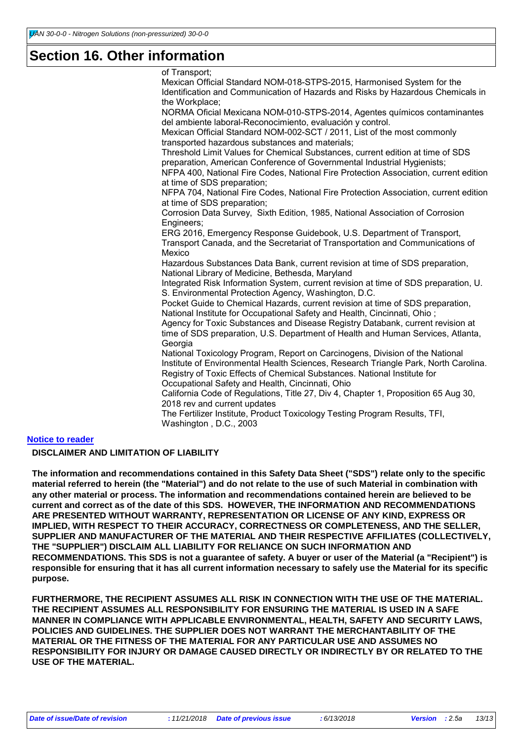# Section 16. Other information

of Transport;
Mexican Official Standard NOM-018-STPS-2015, Harmonised System for the Identification and Communication of Hazards and Risks by Hazardous Chemicals in the Workplace;
NORMA Oficial Mexicana NOM-010-STPS-2014, Agentes químicos contaminantes del ambiente laboral-Reconocimiento, evaluación y control.
Mexican Official Standard NOM-002-SCT / 2011, List of the most commonly transported hazardous substances and materials;
Threshold Limit Values for Chemical Substances, current edition at time of SDS preparation, American Conference of Governmental Industrial Hygienists;
NFPA 400, National Fire Codes, National Fire Protection Association, current edition at time of SDS preparation;
NFPA 704, National Fire Codes, National Fire Protection Association, current edition at time of SDS preparation;
Corrosion Data Survey, Sixth Edition, 1985, National Association of Corrosion Engineers;
ERG 2016, Emergency Response Guidebook, U.S. Department of Transport, Transport Canada, and the Secretariat of Transportation and Communications of Mexico
Hazardous Substances Data Bank, current revision at time of SDS preparation, National Library of Medicine, Bethesda, Maryland
Integrated Risk Information System, current revision at time of SDS preparation, U. S. Environmental Protection Agency, Washington, D.C.
Pocket Guide to Chemical Hazards, current revision at time of SDS preparation, National Institute for Occupational Safety and Health, Cincinnati, Ohio ;
Agency for Toxic Substances and Disease Registry Databank, current revision at time of SDS preparation, U.S. Department of Health and Human Services, Atlanta, Georgia
National Toxicology Program, Report on Carcinogens, Division of the National Institute of Environmental Health Sciences, Research Triangle Park, North Carolina.
Registry of Toxic Effects of Chemical Substances. National Institute for Occupational Safety and Health, Cincinnati, Ohio
California Code of Regulations, Title 27, Div 4, Chapter 1, Proposition 65 Aug 30, 2018 rev and current updates
The Fertilizer Institute, Product Toxicology Testing Program Results, TFI, Washington , D.C., 2003

**Notice to reader**

**DISCLAIMER AND LIMITATION OF LIABILITY**

**The information and recommendations contained in this Safety Data Sheet ("SDS") relate only to the specific material referred to herein (the "Material") and do not relate to the use of such Material in combination with any other material or process. The information and recommendations contained herein are believed to be current and correct as of the date of this SDS. HOWEVER, THE INFORMATION AND RECOMMENDATIONS ARE PRESENTED WITHOUT WARRANTY, REPRESENTATION OR LICENSE OF ANY KIND, EXPRESS OR IMPLIED, WITH RESPECT TO THEIR ACCURACY, CORRECTNESS OR COMPLETENESS, AND THE SELLER, SUPPLIER AND MANUFACTURER OF THE MATERIAL AND THEIR RESPECTIVE AFFILIATES (COLLECTIVELY, THE "SUPPLIER") DISCLAIM ALL LIABILITY FOR RELIANCE ON SUCH INFORMATION AND RECOMMENDATIONS. This SDS is not a guarantee of safety. A buyer or user of the Material (a "Recipient") is responsible for ensuring that it has all current information necessary to safely use the Material for its specific purpose.**

**FURTHERMORE, THE RECIPIENT ASSUMES ALL RISK IN CONNECTION WITH THE USE OF THE MATERIAL. THE RECIPIENT ASSUMES ALL RESPONSIBILITY FOR ENSURING THE MATERIAL IS USED IN A SAFE MANNER IN COMPLIANCE WITH APPLICABLE ENVIRONMENTAL, HEALTH, SAFETY AND SECURITY LAWS, POLICIES AND GUIDELINES. THE SUPPLIER DOES NOT WARRANT THE MERCHANTABILITY OF THE MATERIAL OR THE FITNESS OF THE MATERIAL FOR ANY PARTICULAR USE AND ASSUMES NO RESPONSIBILITY FOR INJURY OR DAMAGE CAUSED DIRECTLY OR INDIRECTLY BY OR RELATED TO THE USE OF THE MATERIAL.**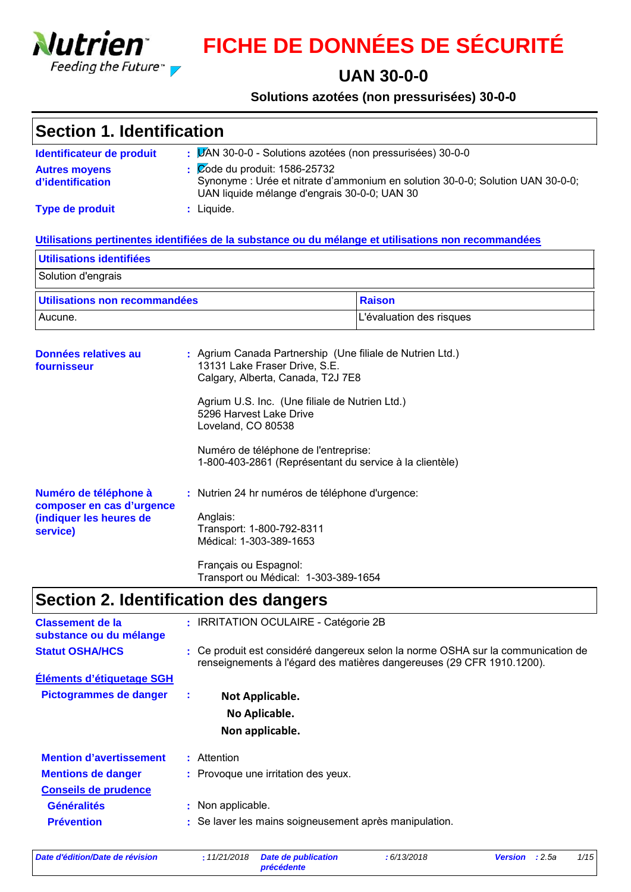# FICHE DE DONNÉES DE SÉCURITÉ

## UAN 30-0-0

**Solutions azotées (non pressurisées) 30-0-0**

## Section 1. Identification

**Identificateur de produit** : UAN 30-0-0 - Solutions azotées (non pressurisées) 30-0-0

**Autres moyens d'identification** : Code du produit: 1586-25732
Synonyme : Urée et nitrate d'ammonium en solution 30-0-0; Solution UAN 30-0-0; UAN liquide mélange d'engrais 30-0-0; UAN 30

**Type de produit** : Liquide.

**Utilisations pertinentes identifiées de la substance ou du mélange et utilisations non recommandées**

| Utilisations identifiées |
| --- |
| Solution d'engrais |

| Utilisations non recommandées | Raison |
| --- | --- |
| Aucune. | L'évaluation des risques |

**Données relatives au fournisseur** : Agrium Canada Partnership (Une filiale de Nutrien Ltd.)
13131 Lake Fraser Drive, S.E.
Calgary, Alberta, Canada, T2J 7E8

Agrium U.S. Inc. (Une filiale de Nutrien Ltd.)
5296 Harvest Lake Drive
Loveland, CO 80538

Numéro de téléphone de l'entreprise:
1-800-403-2861 (Représentant du service à la clientèle)

**Numéro de téléphone à composer en cas d'urgence (indiquer les heures de service)** : Nutrien 24 hr numéros de téléphone d'urgence:

Anglais:
Transport: 1-800-792-8311
Médical: 1-303-389-1653

Français ou Espagnol:
Transport ou Médical: 1-303-389-1654

## Section 2. Identification des dangers

**Classement de la substance ou du mélange** : IRRITATION OCULAIRE - Catégorie 2B

**Statut OSHA/HCS** : Ce produit est considéré dangereux selon la norme OSHA sur la communication de renseignements à l'égard des matières dangereuses (29 CFR 1910.1200).

**Éléments d'étiquetage SGH**

**Pictogrammes de danger** :

**Not Applicable.**
**No Aplicable.**
**Non applicable.**

**Mention d'avertissement** : Attention

**Mentions de danger** : Provoque une irritation des yeux.

**Conseils de prudence**

**Généralités** : Non applicable.

**Prévention** : Se laver les mains soigneusement après manipulation.

*Date d'édition/Date de révision* : 11/21/2018 *Date de publication précédente* : 6/13/2018 *Version* : 2.5a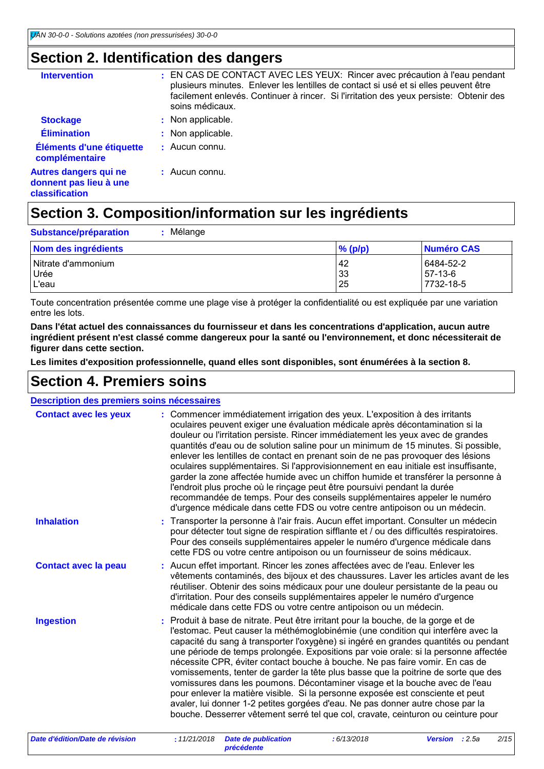## Section 2. Identification des dangers

**Intervention** : EN CAS DE CONTACT AVEC LES YEUX: Rincer avec précaution à l'eau pendant plusieurs minutes. Enlever les lentilles de contact si usé et si elles peuvent être facilement enlevés. Continuer à rincer. Si l'irritation des yeux persiste: Obtenir des soins médicaux.

**Stockage** : Non applicable.

**Élimination** : Non applicable.

**Éléments d'une étiquette complémentaire** : Aucun connu.

**Autres dangers qui ne donnent pas lieu à une classification** : Aucun connu.

## Section 3. Composition/information sur les ingrédients

**Substance/préparation** : Mélange

| Nom des ingrédients | % (p/p) | Numéro CAS |
|---|---|---|
| Nitrate d'ammonium | 42 | 6484-52-2 |
| Urée | 33 | 57-13-6 |
| L'eau | 25 | 7732-18-5 |

Toute concentration présentée comme une plage vise à protéger la confidentialité ou est expliquée par une variation entre les lots.

**Dans l'état actuel des connaissances du fournisseur et dans les concentrations d'application, aucun autre ingrédient présent n'est classé comme dangereux pour la santé ou l'environnement, et donc nécessiterait de figurer dans cette section.**

**Les limites d'exposition professionnelle, quand elles sont disponibles, sont énumérées à la section 8.**

## Section 4. Premiers soins

**Description des premiers soins nécessaires**

**Contact avec les yeux** : Commencer immédiatement irrigation des yeux. L'exposition à des irritants oculaires peuvent exiger une évaluation médicale après décontamination si la douleur ou l'irritation persiste. Rincer immédiatement les yeux avec de grandes quantités d'eau ou de solution saline pour un minimum de 15 minutes. Si possible, enlever les lentilles de contact en prenant soin de ne pas provoquer des lésions oculaires supplémentaires. Si l'approvisionnement en eau initiale est insuffisante, garder la zone affectée humide avec un chiffon humide et transférer la personne à l'endroit plus proche où le rinçage peut être poursuivi pendant la durée recommandée de temps. Pour des conseils supplémentaires appeler le numéro d'urgence médicale dans cette FDS ou votre centre antipoison ou un médecin.

**Inhalation** : Transporter la personne à l'air frais. Aucun effet important. Consulter un médecin pour détecter tout signe de respiration sifflante et / ou des difficultés respiratoires. Pour des conseils supplémentaires appeler le numéro d'urgence médicale dans cette FDS ou votre centre antipoison ou un fournisseur de soins médicaux.

**Contact avec la peau** : Aucun effet important. Rincer les zones affectées avec de l'eau. Enlever les vêtements contaminés, des bijoux et des chaussures. Laver les articles avant de les réutiliser. Obtenir des soins médicaux pour une douleur persistante de la peau ou d'irritation. Pour des conseils supplémentaires appeler le numéro d'urgence médicale dans cette FDS ou votre centre antipoison ou un médecin.

**Ingestion** : Produit à base de nitrate. Peut être irritant pour la bouche, de la gorge et de l'estomac. Peut causer la méthémoglobinémie (une condition qui interfère avec la capacité du sang à transporter l'oxygène) si ingéré en grandes quantités ou pendant une période de temps prolongée. Expositions par voie orale: si la personne affectée nécessite CPR, éviter contact bouche à bouche. Ne pas faire vomir. En cas de vomissements, tenter de garder la tête plus basse que la poitrine de sorte que des vomissures dans les poumons. Décontaminer visage et la bouche avec de l'eau pour enlever la matière visible. Si la personne exposée est consciente et peut avaler, lui donner 1-2 petites gorgées d'eau. Ne pas donner autre chose par la bouche. Desserrer vêtement serré tel que col, cravate, ceinturon ou ceinture pour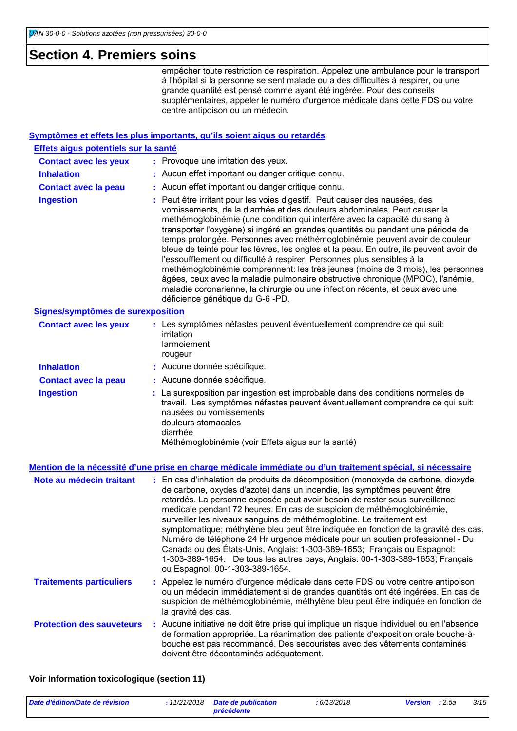# Section 4. Premiers soins

empêcher toute restriction de respiration. Appelez une ambulance pour le transport à l'hôpital si la personne se sent malade ou a des difficultés à respirer, ou une grande quantité est pensé comme ayant été ingérée. Pour des conseils supplémentaires, appeler le numéro d'urgence médicale dans cette FDS ou votre centre antipoison ou un médecin.

## Symptômes et effets les plus importants, qu'ils soient aigus ou retardés

### Effets aigus potentiels sur la santé

**Contact avec les yeux** : Provoque une irritation des yeux.

**Inhalation** : Aucun effet important ou danger critique connu.

**Contact avec la peau** : Aucun effet important ou danger critique connu.

**Ingestion** : Peut être irritant pour les voies digestif. Peut causer des nausées, des vomissements, de la diarrhée et des douleurs abdominales. Peut causer la méthémoglobinémie (une condition qui interfère avec la capacité du sang à transporter l'oxygène) si ingéré en grandes quantités ou pendant une période de temps prolongée. Personnes avec méthémoglobinémie peuvent avoir de couleur bleue de teinte pour les lèvres, les ongles et la peau. En outre, ils peuvent avoir de l'essoufflement ou difficulté à respirer. Personnes plus sensibles à la méthémoglobinémie comprennent: les très jeunes (moins de 3 mois), les personnes âgées, ceux avec la maladie pulmonaire obstructive chronique (MPOC), l'anémie, maladie coronarienne, la chirurgie ou une infection récente, et ceux avec une déficience génétique du G-6 -PD.

### Signes/symptômes de surexposition

**Contact avec les yeux** : Les symptômes néfastes peuvent éventuellement comprendre ce qui suit:
irritation
larmoiement
rougeur

**Inhalation** : Aucune donnée spécifique.

**Contact avec la peau** : Aucune donnée spécifique.

**Ingestion** : La surexposition par ingestion est improbable dans des conditions normales de travail. Les symptômes néfastes peuvent éventuellement comprendre ce qui suit:
nausées ou vomissements
douleurs stomacales
diarrhée
Méthémoglobinémie (voir Effets aigus sur la santé)

## Mention de la nécessité d'une prise en charge médicale immédiate ou d'un traitement spécial, si nécessaire

**Note au médecin traitant** : En cas d'inhalation de produits de décomposition (monoxyde de carbone, dioxyde de carbone, oxydes d'azote) dans un incendie, les symptômes peuvent être retardés. La personne exposée peut avoir besoin de rester sous surveillance médicale pendant 72 heures. En cas de suspicion de méthémoglobinémie, surveiller les niveaux sanguins de méthémoglobine. Le traitement est symptomatique; méthylène bleu peut être indiquée en fonction de la gravité des cas. Numéro de téléphone 24 Hr urgence médicale pour un soutien professionnel - Du Canada ou des États-Unis, Anglais: 1-303-389-1653; Français ou Espagnol: 1-303-389-1654. De tous les autres pays, Anglais: 00-1-303-389-1653; Français ou Espagnol: 00-1-303-389-1654.

**Traitements particuliers** : Appelez le numéro d'urgence médicale dans cette FDS ou votre centre antipoison ou un médecin immédiatement si de grandes quantités ont été ingérées. En cas de suspicion de méthémoglobinémie, méthylène bleu peut être indiquée en fonction de la gravité des cas.

**Protection des sauveteurs** : Aucune initiative ne doit être prise qui implique un risque individuel ou en l'absence de formation appropriée. La réanimation des patients d'exposition orale bouche-à-bouche est pas recommandé. Des secouristes avec des vêtements contaminés doivent être décontaminés adéquatement.

**Voir Information toxicologique (section 11)**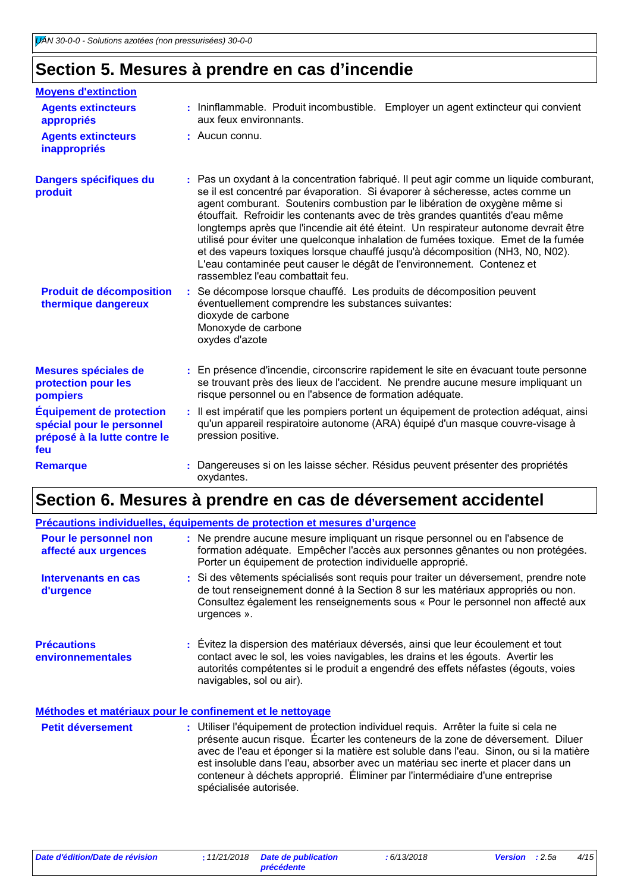## Section 5. Mesures à prendre en cas d'incendie

### Moyens d'extinction

| | |
|---|---|
| **Agents extincteurs appropriés** | : Ininflammable. Produit incombustible. Employer un agent extincteur qui convient aux feux environnants. |
| **Agents extincteurs inappropriés** | : Aucun connu. |
| **Dangers spécifiques du produit** | : Pas un oxydant à la concentration fabriqué. Il peut agir comme un liquide comburant, se il est concentré par évaporation. Si évaporer à sécheresse, actes comme un agent comburant. Soutenirs combustion par le libération de oxygène même si étouffait. Refroidir les contenants avec de très grandes quantités d'eau même longtemps après que l'incendie ait été éteint. Un respirateur autonome devrait être utilisé pour éviter une quelconque inhalation de fumées toxique. Emet de la fumée et des vapeurs toxiques lorsque chauffé jusqu'à décomposition (NH3, N0, N02). L'eau contaminée peut causer le dégât de l'environnement. Contenez et rassemblez l'eau combattait feu. |
| **Produit de décomposition thermique dangereux** | : Se décompose lorsque chauffé. Les produits de décomposition peuvent éventuellement comprendre les substances suivantes:<br>dioxyde de carbone<br>Monoxyde de carbone<br>oxydes d'azote |
| **Mesures spéciales de protection pour les pompiers** | : En présence d'incendie, circonscrire rapidement le site en évacuant toute personne se trouvant près des lieux de l'accident. Ne prendre aucune mesure impliquant un risque personnel ou en l'absence de formation adéquate. |
| **Équipement de protection spécial pour le personnel préposé à la lutte contre le feu** | : Il est impératif que les pompiers portent un équipement de protection adéquat, ainsi qu'un appareil respiratoire autonome (ARA) équipé d'un masque couvre-visage à pression positive. |
| **Remarque** | : Dangereuses si on les laisse sécher. Résidus peuvent présenter des propriétés oxydantes. |

## Section 6. Mesures à prendre en cas de déversement accidentel

### Précautions individuelles, équipements de protection et mesures d'urgence

| | |
|---|---|
| **Pour le personnel non affecté aux urgences** | : Ne prendre aucune mesure impliquant un risque personnel ou en l'absence de formation adéquate. Empêcher l'accès aux personnes gênantes ou non protégées. Porter un équipement de protection individuelle approprié. |
| **Intervenants en cas d'urgence** | : Si des vêtements spécialisés sont requis pour traiter un déversement, prendre note de tout renseignement donné à la Section 8 sur les matériaux appropriés ou non. Consultez également les renseignements sous « Pour le personnel non affecté aux urgences ». |
| **Précautions environnementales** | : Évitez la dispersion des matériaux déversés, ainsi que leur écoulement et tout contact avec le sol, les voies navigables, les drains et les égouts. Avertir les autorités compétentes si le produit a engendré des effets néfastes (égouts, voies navigables, sol ou air). |

### Méthodes et matériaux pour le confinement et le nettoyage

| | |
|---|---|
| **Petit déversement** | : Utiliser l'équipement de protection individuel requis. Arrêter la fuite si cela ne présente aucun risque. Écarter les conteneurs de la zone de déversement. Diluer avec de l'eau et éponger si la matière est soluble dans l'eau. Sinon, ou si la matière est insoluble dans l'eau, absorber avec un matériau sec inerte et placer dans un conteneur à déchets approprié. Éliminer par l'intermédiaire d'une entreprise spécialisée autorisée. |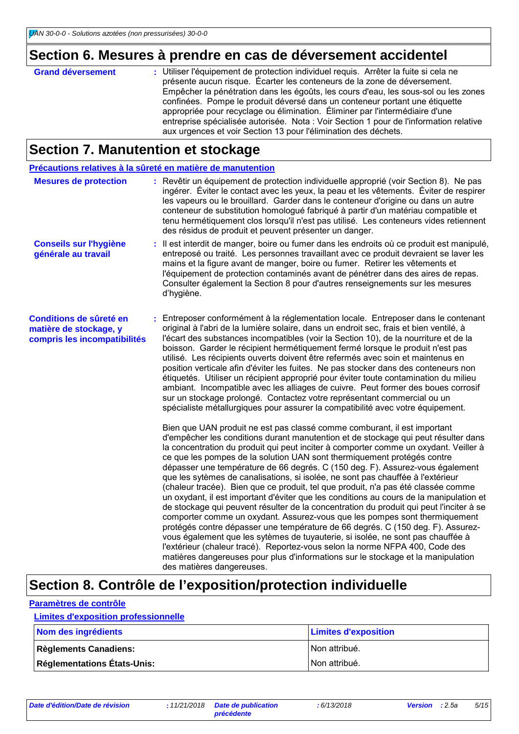## Section 6. Mesures à prendre en cas de déversement accidentel

**Grand déversement** : Utiliser l'équipement de protection individuel requis. Arrêter la fuite si cela ne présente aucun risque. Écarter les conteneurs de la zone de déversement. Empêcher la pénétration dans les égoûts, les cours d'eau, les sous-sol ou les zones confinées. Pompe le produit déversé dans un conteneur portant une étiquette appropriée pour recyclage ou élimination. Éliminer par l'intermédiaire d'une entreprise spécialisée autorisée. Nota : Voir Section 1 pour de l'information relative aux urgences et voir Section 13 pour l'élimination des déchets.

## Section 7. Manutention et stockage

### Précautions relatives à la sûreté en matière de manutention

**Mesures de protection** : Revêtir un équipement de protection individuelle approprié (voir Section 8). Ne pas ingérer. Éviter le contact avec les yeux, la peau et les vêtements. Éviter de respirer les vapeurs ou le brouillard. Garder dans le conteneur d'origine ou dans un autre conteneur de substitution homologué fabriqué à partir d'un matériau compatible et tenu hermétiquement clos lorsqu'il n'est pas utilisé. Les conteneurs vides retiennent des résidus de produit et peuvent présenter un danger.

**Conseils sur l'hygiène générale au travail** : Il est interdit de manger, boire ou fumer dans les endroits où ce produit est manipulé, entreposé ou traité. Les personnes travaillant avec ce produit devraient se laver les mains et la figure avant de manger, boire ou fumer. Retirer les vêtements et l'équipement de protection contaminés avant de pénétrer dans des aires de repas. Consulter également la Section 8 pour d'autres renseignements sur les mesures d'hygiène.

**Conditions de sûreté en matière de stockage, y compris les incompatibilités** : Entreposer conformément à la réglementation locale. Entreposer dans le contenant original à l'abri de la lumière solaire, dans un endroit sec, frais et bien ventilé, à l'écart des substances incompatibles (voir la Section 10), de la nourriture et de la boisson. Garder le récipient hermétiquement fermé lorsque le produit n'est pas utilisé. Les récipients ouverts doivent être refermés avec soin et maintenus en position verticale afin d'éviter les fuites. Ne pas stocker dans des conteneurs non étiquetés. Utiliser un récipient approprié pour éviter toute contamination du milieu ambiant. Incompatible avec les alliages de cuivre. Peut former des boues corrosif sur un stockage prolongé. Contactez votre représentant commercial ou un spécialiste métallurgiques pour assurer la compatibilité avec votre équipement.

Bien que UAN produit ne est pas classé comme comburant, il est important d'empêcher les conditions durant manutention et de stockage qui peut résulter dans la concentration du produit qui peut inciter à comporter comme un oxydant. Veiller à ce que les pompes de la solution UAN sont thermiquement protégés contre dépasser une température de 66 degrés. C (150 deg. F). Assurez-vous également que les sytèmes de canalisations, si isolée, ne sont pas chauffée à l'extérieur (chaleur tracée). Bien que ce produit, tel que produit, n'a pas été classée comme un oxydant, il est important d'éviter que les conditions au cours de la manipulation et de stockage qui peuvent résulter de la concentration du produit qui peut l'inciter à se comporter comme un oxydant. Assurez-vous que les pompes sont thermiquement protégés contre dépasser une température de 66 degrés. C (150 deg. F). Assurez-vous également que les sytèmes de tuyauterie, si isolée, ne sont pas chauffée à l'extérieur (chaleur tracé). Reportez-vous selon la norme NFPA 400, Code des matières dangereuses pour plus d'informations sur le stockage et la manipulation des matières dangereuses.

## Section 8. Contrôle de l'exposition/protection individuelle

### Paramètres de contrôle

#### Limites d'exposition professionnelle

| Nom des ingrédients | Limites d'exposition |
|---|---|
| **Règlements Canadiens:** | Non attribué. |
| **Réglementations États-Unis:** | Non attribué. |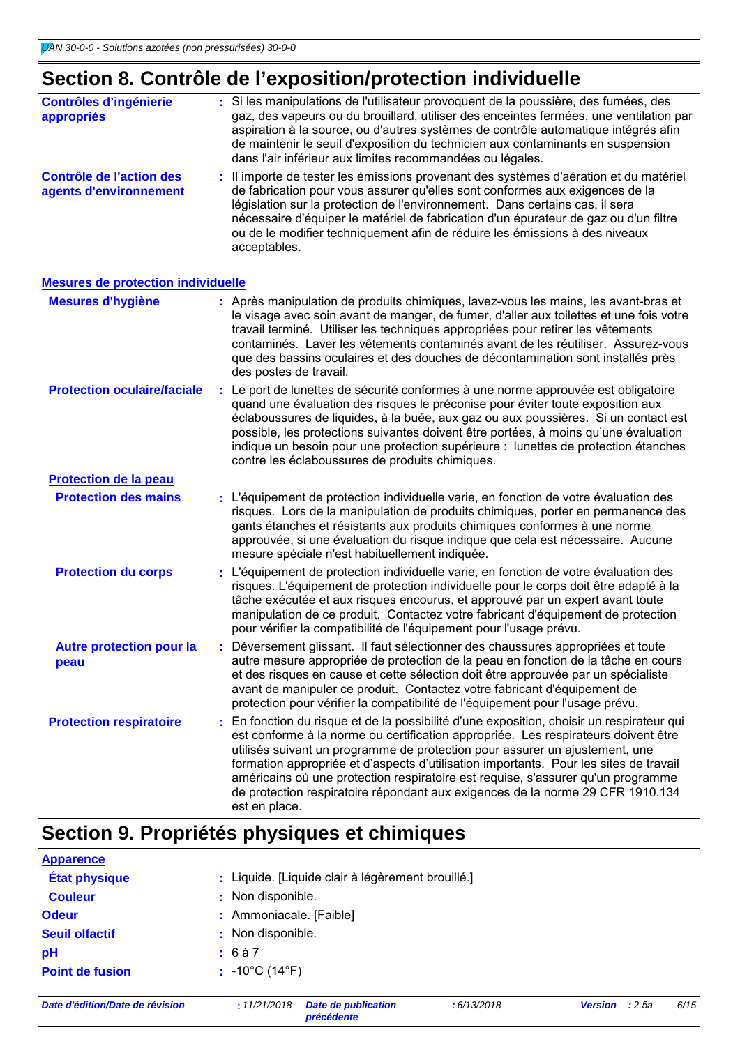## Section 8. Contrôle de l’exposition/protection individuelle

**Contrôles d’ingénierie appropriés** : Si les manipulations de l'utilisateur provoquent de la poussière, des fumées, des gaz, des vapeurs ou du brouillard, utiliser des enceintes fermées, une ventilation par aspiration à la source, ou d'autres systèmes de contrôle automatique intégrés afin de maintenir le seuil d'exposition du technicien aux contaminants en suspension dans l'air inférieur aux limites recommandées ou légales.

**Contrôle de l'action des agents d'environnement** : Il importe de tester les émissions provenant des systèmes d'aération et du matériel de fabrication pour vous assurer qu'elles sont conformes aux exigences de la législation sur la protection de l'environnement. Dans certains cas, il sera nécessaire d'équiper le matériel de fabrication d'un épurateur de gaz ou d'un filtre ou de le modifier techniquement afin de réduire les émissions à des niveaux acceptables.

### Mesures de protection individuelle

**Mesures d'hygiène** : Après manipulation de produits chimiques, lavez-vous les mains, les avant-bras et le visage avec soin avant de manger, de fumer, d'aller aux toilettes et une fois votre travail terminé. Utiliser les techniques appropriées pour retirer les vêtements contaminés. Laver les vêtements contaminés avant de les réutiliser. Assurez-vous que des bassins oculaires et des douches de décontamination sont installés près des postes de travail.

**Protection oculaire/faciale** : Le port de lunettes de sécurité conformes à une norme approuvée est obligatoire quand une évaluation des risques le préconise pour éviter toute exposition aux éclaboussures de liquides, à la buée, aux gaz ou aux poussières. Si un contact est possible, les protections suivantes doivent être portées, à moins qu’une évaluation indique un besoin pour une protection supérieure : lunettes de protection étanches contre les éclaboussures de produits chimiques.

#### Protection de la peau

**Protection des mains** : L'équipement de protection individuelle varie, en fonction de votre évaluation des risques. Lors de la manipulation de produits chimiques, porter en permanence des gants étanches et résistants aux produits chimiques conformes à une norme approuvée, si une évaluation du risque indique que cela est nécessaire. Aucune mesure spéciale n'est habituellement indiquée.

**Protection du corps** : L'équipement de protection individuelle varie, en fonction de votre évaluation des risques. L'équipement de protection individuelle pour le corps doit être adapté à la tâche exécutée et aux risques encourus, et approuvé par un expert avant toute manipulation de ce produit. Contactez votre fabricant d'équipement de protection pour vérifier la compatibilité de l'équipement pour l'usage prévu.

**Autre protection pour la peau** : Déversement glissant. Il faut sélectionner des chaussures appropriées et toute autre mesure appropriée de protection de la peau en fonction de la tâche en cours et des risques en cause et cette sélection doit être approuvée par un spécialiste avant de manipuler ce produit. Contactez votre fabricant d'équipement de protection pour vérifier la compatibilité de l'équipement pour l'usage prévu.

**Protection respiratoire** : En fonction du risque et de la possibilité d’une exposition, choisir un respirateur qui est conforme à la norme ou certification appropriée. Les respirateurs doivent être utilisés suivant un programme de protection pour assurer un ajustement, une formation appropriée et d’aspects d’utilisation importants. Pour les sites de travail américains où une protection respiratoire est requise, s'assurer qu'un programme de protection respiratoire répondant aux exigences de la norme 29 CFR 1910.134 est en place.

## Section 9. Propriétés physiques et chimiques

### Apparence

**État physique** : Liquide. [Liquide clair à légèrement brouillé.]

**Couleur** : Non disponible.

**Odeur** : Ammoniacale. [Faible]

**Seuil olfactif** : Non disponible.

**pH** : 6 à 7

**Point de fusion** : -10°C (14°F)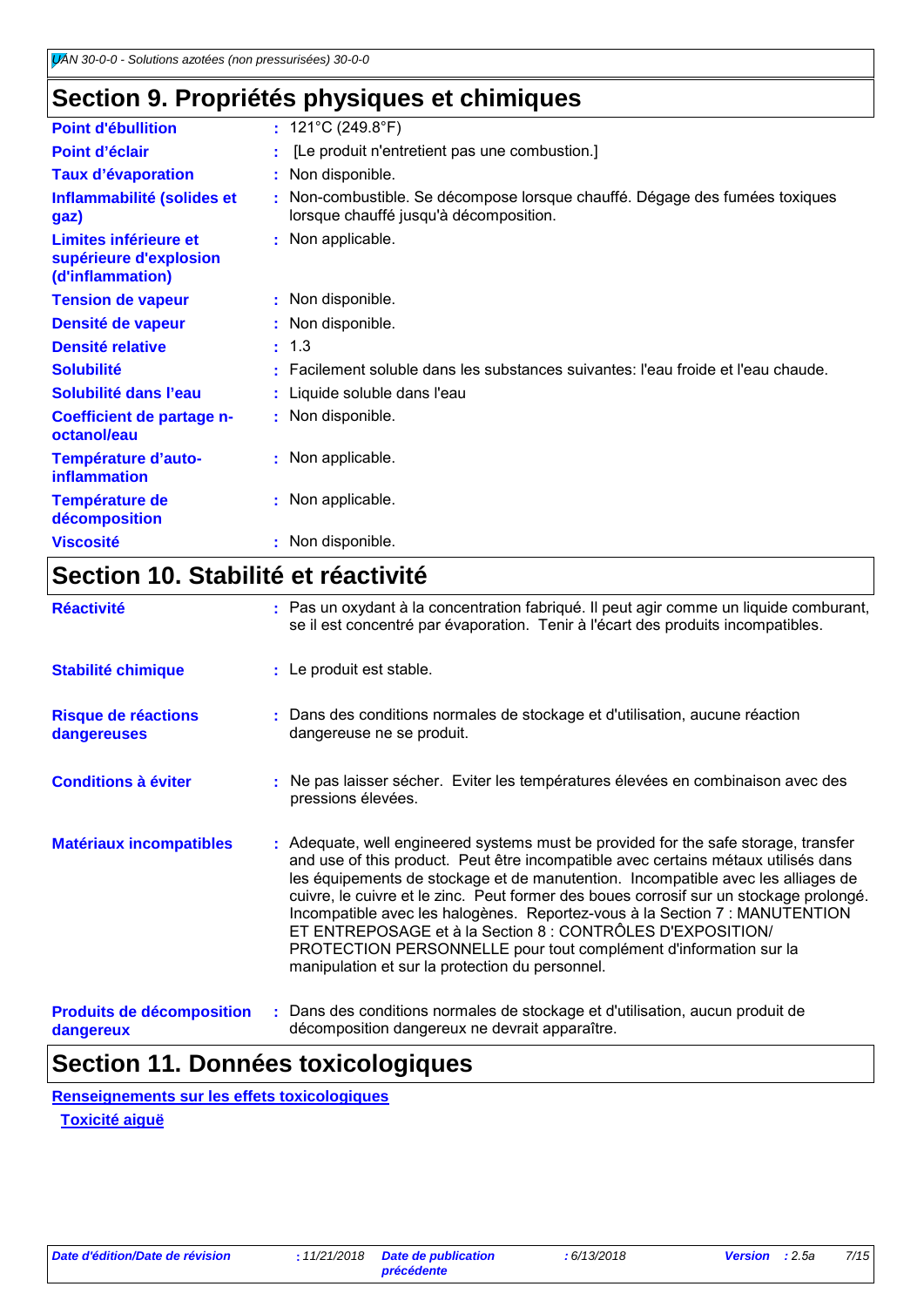## Section 9. Propriétés physiques et chimiques

| | |
|---|---|
| **Point d'ébullition** | : 121°C (249.8°F) |
| **Point d'éclair** | : [Le produit n'entretient pas une combustion.] |
| **Taux d'évaporation** | : Non disponible. |
| **Inflammabilité (solides et gaz)** | : Non-combustible. Se décompose lorsque chauffé. Dégage des fumées toxiques lorsque chauffé jusqu'à décomposition. |
| **Limites inférieure et supérieure d'explosion (d'inflammation)** | : Non applicable. |
| **Tension de vapeur** | : Non disponible. |
| **Densité de vapeur** | : Non disponible. |
| **Densité relative** | : 1.3 |
| **Solubilité** | : Facilement soluble dans les substances suivantes: l'eau froide et l'eau chaude. |
| **Solubilité dans l'eau** | : Liquide soluble dans l'eau |
| **Coefficient de partage n-octanol/eau** | : Non disponible. |
| **Température d'auto-inflammation** | : Non applicable. |
| **Température de décomposition** | : Non applicable. |
| **Viscosité** | : Non disponible. |

## Section 10. Stabilité et réactivité

| | |
|---|---|
| **Réactivité** | : Pas un oxydant à la concentration fabriqué. Il peut agir comme un liquide comburant, se il est concentré par évaporation. Tenir à l'écart des produits incompatibles. |
| **Stabilité chimique** | : Le produit est stable. |
| **Risque de réactions dangereuses** | : Dans des conditions normales de stockage et d'utilisation, aucune réaction dangereuse ne se produit. |
| **Conditions à éviter** | : Ne pas laisser sécher. Eviter les températures élevées en combinaison avec des pressions élevées. |
| **Matériaux incompatibles** | : Adequate, well engineered systems must be provided for the safe storage, transfer and use of this product. Peut être incompatible avec certains métaux utilisés dans les équipements de stockage et de manutention. Incompatible avec les alliages de cuivre, le cuivre et le zinc. Peut former des boues corrosif sur un stockage prolongé. Incompatible avec les halogènes. Reportez-vous à la Section 7 : MANUTENTION ET ENTREPOSAGE et à la Section 8 : CONTRÔLES D'EXPOSITION/ PROTECTION PERSONNELLE pour tout complément d'information sur la manipulation et sur la protection du personnel. |
| **Produits de décomposition dangereux** | : Dans des conditions normales de stockage et d'utilisation, aucun produit de décomposition dangereux ne devrait apparaître. |

## Section 11. Données toxicologiques

**Renseignements sur les effets toxicologiques**

**Toxicité aiguë**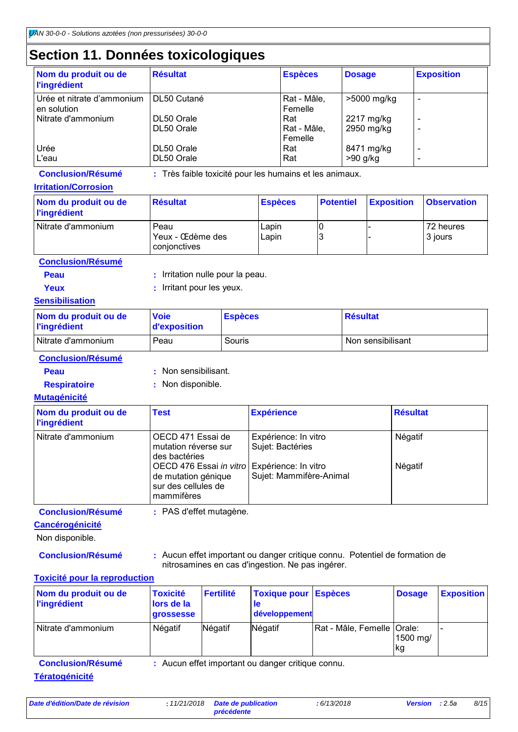# Section 11. Données toxicologiques

| Nom du produit ou de l'ingrédient | Résultat | Espèces | Dosage | Exposition |
|---|---|---|---|---|
| Urée et nitrate d'ammonium en solution | DL50 Cutané | Rat - Mâle, Femelle | >5000 mg/kg | - |
| Nitrate d'ammonium | DL50 Orale | Rat | 2217 mg/kg | - |
| | DL50 Orale | Rat - Mâle, Femelle | 2950 mg/kg | - |
| Urée | DL50 Orale | Rat | 8471 mg/kg | - |
| L'eau | DL50 Orale | Rat | >90 g/kg | - |

**Conclusion/Résumé** : Très faible toxicité pour les humains et les animaux.

**Irritation/Corrosion**

| Nom du produit ou de l'ingrédient | Résultat | Espèces | Potentiel | Exposition | Observation |
|---|---|---|---|---|---|
| Nitrate d'ammonium | Peau | Lapin | 0 | - | 72 heures |
| | Yeux - Œdème des conjonctives | Lapin | 3 | - | 3 jours |

**Conclusion/Résumé**

**Peau** : Irritation nulle pour la peau.

**Yeux** : Irritant pour les yeux.

**Sensibilisation**

| Nom du produit ou de l'ingrédient | Voie d'exposition | Espèces | Résultat |
|---|---|---|---|
| Nitrate d'ammonium | Peau | Souris | Non sensibilisant |

**Conclusion/Résumé**

**Peau** : Non sensibilisant.

**Respiratoire** : Non disponible.

**Mutagénicité**

| Nom du produit ou de l'ingrédient | Test | Expérience | Résultat |
|---|---|---|---|
| Nitrate d'ammonium | OECD 471 Essai de mutation réverse sur des bactéries | Expérience: In vitro Sujet: Bactéries | Négatif |
| | OECD 476 Essai *in vitro* de mutation génique sur des cellules de mammifères | Expérience: In vitro Sujet: Mammifère-Animal | Négatif |

**Conclusion/Résumé** : PAS d'effet mutagène.

**Cancérogénicité**

Non disponible.

**Conclusion/Résumé** : Aucun effet important ou danger critique connu. Potentiel de formation de nitrosamines en cas d'ingestion. Ne pas ingérer.

**Toxicité pour la reproduction**

| Nom du produit ou de l'ingrédient | Toxicité lors de la grossesse | Fertilité | Toxique pour le développement | Espèces | Dosage | Exposition |
|---|---|---|---|---|---|---|
| Nitrate d'ammonium | Négatif | Négatif | Négatif | Rat - Mâle, Femelle | Orale: 1500 mg/kg | - |

**Conclusion/Résumé** : Aucun effet important ou danger critique connu.

**Tératogénicité**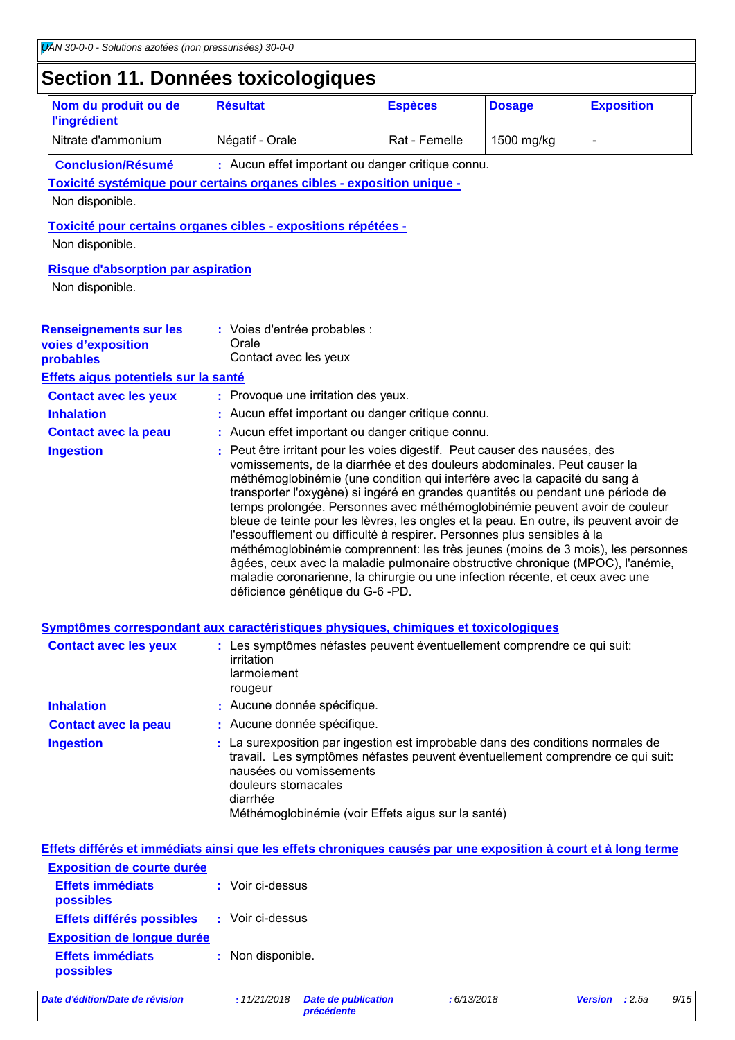## Section 11. Données toxicologiques

| Nom du produit ou de l'ingrédient | Résultat | Espèces | Dosage | Exposition |
|---|---|---|---|---|
| Nitrate d'ammonium | Négatif - Orale | Rat - Femelle | 1500 mg/kg | - |

**Conclusion/Résumé** : Aucun effet important ou danger critique connu.

**Toxicité systémique pour certains organes cibles - exposition unique -**

Non disponible.

**Toxicité pour certains organes cibles - expositions répétées -**

Non disponible.

**Risque d'absorption par aspiration**

Non disponible.

**Renseignements sur les voies d'exposition probables** : Voies d'entrée probables :
Orale
Contact avec les yeux

**Effets aigus potentiels sur la santé**

**Contact avec les yeux** : Provoque une irritation des yeux.

**Inhalation** : Aucun effet important ou danger critique connu.

**Contact avec la peau** : Aucun effet important ou danger critique connu.

**Ingestion** : Peut être irritant pour les voies digestif. Peut causer des nausées, des vomissements, de la diarrhée et des douleurs abdominales. Peut causer la méthémoglobinémie (une condition qui interfère avec la capacité du sang à transporter l'oxygène) si ingéré en grandes quantités ou pendant une période de temps prolongée. Personnes avec méthémoglobinémie peuvent avoir de couleur bleue de teinte pour les lèvres, les ongles et la peau. En outre, ils peuvent avoir de l'essoufflement ou difficulté à respirer. Personnes plus sensibles à la méthémoglobinémie comprennent: les très jeunes (moins de 3 mois), les personnes âgées, ceux avec la maladie pulmonaire obstructive chronique (MPOC), l'anémie, maladie coronarienne, la chirurgie ou une infection récente, et ceux avec une déficience génétique du G-6 -PD.

**Symptômes correspondant aux caractéristiques physiques, chimiques et toxicologiques**

**Contact avec les yeux** : Les symptômes néfastes peuvent éventuellement comprendre ce qui suit:
irritation
larmoiement
rougeur

**Inhalation** : Aucune donnée spécifique.

**Contact avec la peau** : Aucune donnée spécifique.

**Ingestion** : La surexposition par ingestion est improbable dans des conditions normales de travail. Les symptômes néfastes peuvent éventuellement comprendre ce qui suit:
nausées ou vomissements
douleurs stomacales
diarrhée
Méthémoglobinémie (voir Effets aigus sur la santé)

**Effets différés et immédiats ainsi que les effets chroniques causés par une exposition à court et à long terme**

**Exposition de courte durée**

**Effets immédiats possibles** : Voir ci-dessus

**Effets différés possibles** : Voir ci-dessus

**Exposition de longue durée**

**Effets immédiats possibles** : Non disponible.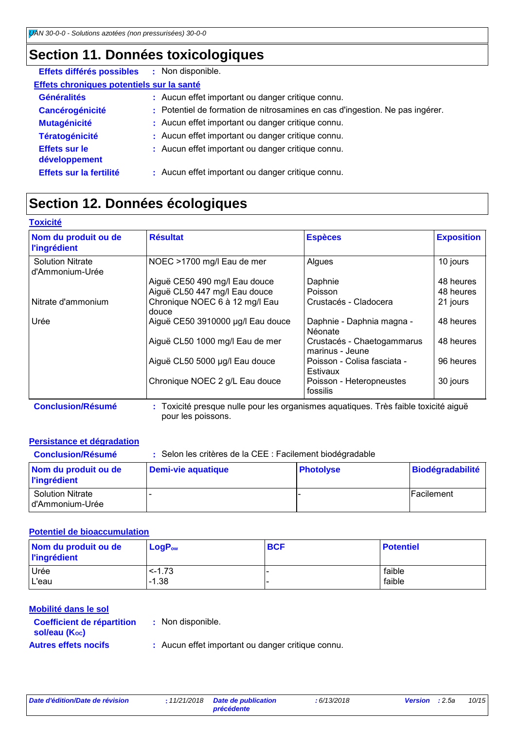## Section 11. Données toxicologiques

**Effets différés possibles** : Non disponible.

**Effets chroniques potentiels sur la santé**

**Généralités** : Aucun effet important ou danger critique connu.

**Cancérogénicité** : Potentiel de formation de nitrosamines en cas d'ingestion. Ne pas ingérer.

**Mutagénicité** : Aucun effet important ou danger critique connu.

**Tératogénicité** : Aucun effet important ou danger critique connu.

**Effets sur le développement** : Aucun effet important ou danger critique connu.

**Effets sur la fertilité** : Aucun effet important ou danger critique connu.

## Section 12. Données écologiques

**Toxicité**

| Nom du produit ou de l'ingrédient | Résultat | Espèces | Exposition |
|---|---|---|---|
| Solution Nitrate d'Ammonium-Urée | NOEC >1700 mg/l Eau de mer | Algues | 10 jours |
| | Aiguë CE50 490 mg/l Eau douce | Daphnie | 48 heures |
| | Aiguë CL50 447 mg/l Eau douce | Poisson | 48 heures |
| Nitrate d'ammonium | Chronique NOEC 6 à 12 mg/l Eau douce | Crustacés - Cladocera | 21 jours |
| Urée | Aiguë CE50 3910000 µg/l Eau douce | Daphnie - Daphnia magna - Néonate | 48 heures |
| | Aiguë CL50 1000 mg/l Eau de mer | Crustacés - Chaetogammarus marinus - Jeune | 48 heures |
| | Aiguë CL50 5000 µg/l Eau douce | Poisson - Colisa fasciata - Estivaux | 96 heures |
| | Chronique NOEC 2 g/L Eau douce | Poisson - Heteropneustes fossilis | 30 jours |

**Conclusion/Résumé** : Toxicité presque nulle pour les organismes aquatiques. Très faible toxicité aiguë pour les poissons.

**Persistance et dégradation**

**Conclusion/Résumé** : Selon les critères de la CEE : Facilement biodégradable

| Nom du produit ou de l'ingrédient | Demi-vie aquatique | Photolyse | Biodégradabilité |
|---|---|---|---|
| Solution Nitrate d'Ammonium-Urée | - | - | Facilement |

**Potentiel de bioaccumulation**

| Nom du produit ou de l'ingrédient | $LogP_{ow}$ | BCF | Potentiel |
|---|---|---|---|
| Urée | <-1.73 | - | faible |
| L'eau | -1.38 | - | faible |

**Mobilité dans le sol**

**Coefficient de répartition sol/eau ($K_{OC}$)** : Non disponible.

**Autres effets nocifs** : Aucun effet important ou danger critique connu.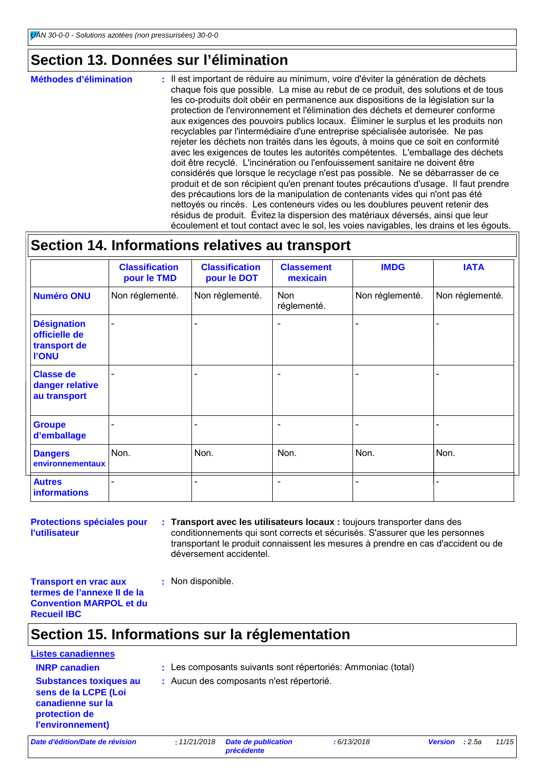## Section 13. Données sur l'élimination

**Méthodes d'élimination** : Il est important de réduire au minimum, voire d'éviter la génération de déchets chaque fois que possible. La mise au rebut de ce produit, des solutions et de tous les co-produits doit obéir en permanence aux dispositions de la législation sur la protection de l'environnement et l'élimination des déchets et demeurer conforme aux exigences des pouvoirs publics locaux. Éliminer le surplus et les produits non recyclables par l'intermédiaire d'une entreprise spécialisée autorisée. Ne pas rejeter les déchets non traités dans les égouts, à moins que ce soit en conformité avec les exigences de toutes les autorités compétentes. L'emballage des déchets doit être recyclé. L'incinération ou l'enfouissement sanitaire ne doivent être considérés que lorsque le recyclage n'est pas possible. Ne se débarrasser de ce produit et de son récipient qu'en prenant toutes précautions d'usage. Il faut prendre des précautions lors de la manipulation de contenants vides qui n'ont pas été nettoyés ou rincés. Les conteneurs vides ou les doublures peuvent retenir des résidus de produit. Évitez la dispersion des matériaux déversés, ainsi que leur écoulement et tout contact avec le sol, les voies navigables, les drains et les égouts.

## Section 14. Informations relatives au transport

| | Classification pour le TMD | Classification pour le DOT | Classement mexicain | IMDG | IATA |
|---|---|---|---|---|---|
| **Numéro ONU** | Non réglementé. | Non réglementé. | Non réglementé. | Non réglementé. | Non réglementé. |
| **Désignation officielle de transport de l'ONU** | - | - | - | - | - |
| **Classe de danger relative au transport** | - | - | - | - | - |
| **Groupe d'emballage** | - | - | - | - | - |
| **Dangers environnementaux** | Non. | Non. | Non. | Non. | Non. |
| **Autres informations** | - | - | - | - | - |

**Protections spéciales pour l'utilisateur** : **Transport avec les utilisateurs locaux :** toujours transporter dans des conditionnements qui sont corrects et sécurisés. S'assurer que les personnes transportant le produit connaissent les mesures à prendre en cas d'accident ou de déversement accidentel.

**Transport en vrac aux termes de l'annexe II de la Convention MARPOL et du Recueil IBC** : Non disponible.

## Section 15. Informations sur la réglementation

**Listes canadiennes**

**INRP canadien** : Les composants suivants sont répertoriés: Ammoniac (total)

**Substances toxiques au sens de la LCPE (Loi canadienne sur la protection de l'environnement)** : Aucun des composants n'est répertorié.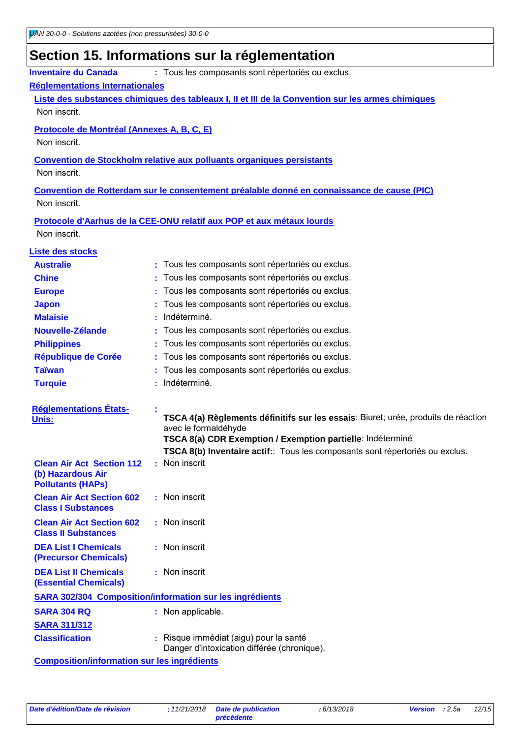## Section 15. Informations sur la réglementation

**Inventaire du Canada** : Tous les composants sont répertoriés ou exclus.

**Réglementations Internationales**

**Liste des substances chimiques des tableaux I, II et III de la Convention sur les armes chimiques**

Non inscrit.

**Protocole de Montréal (Annexes A, B, C, E)**

Non inscrit.

**Convention de Stockholm relative aux polluants organiques persistants**

Non inscrit.

**Convention de Rotterdam sur le consentement préalable donné en connaissance de cause (PIC)**

Non inscrit.

**Protocole d'Aarhus de la CEE-ONU relatif aux POP et aux métaux lourds**

Non inscrit.

**Liste des stocks**

| | |
|---|---|
| **Australie** | : Tous les composants sont répertoriés ou exclus. |
| **Chine** | : Tous les composants sont répertoriés ou exclus. |
| **Europe** | : Tous les composants sont répertoriés ou exclus. |
| **Japon** | : Tous les composants sont répertoriés ou exclus. |
| **Malaisie** | : Indéterminé. |
| **Nouvelle-Zélande** | : Tous les composants sont répertoriés ou exclus. |
| **Philippines** | : Tous les composants sont répertoriés ou exclus. |
| **République de Corée** | : Tous les composants sont répertoriés ou exclus. |
| **Taïwan** | : Tous les composants sont répertoriés ou exclus. |
| **Turquie** | : Indéterminé. |

**Réglementations États-Unis:** :

**TSCA 4(a) Règlements définitifs sur les essais**: Biuret; urée, produits de réaction avec le formaldéhyde

**TSCA 8(a) CDR Exemption / Exemption partielle**: Indéterminé

**TSCA 8(b) Inventaire actif:**: Tous les composants sont répertoriés ou exclus.

| | |
|---|---|
| **Clean Air Act Section 112 (b) Hazardous Air Pollutants (HAPs)** | : Non inscrit |
| **Clean Air Act Section 602 Class I Substances** | : Non inscrit |
| **Clean Air Act Section 602 Class II Substances** | : Non inscrit |
| **DEA List I Chemicals (Precursor Chemicals)** | : Non inscrit |
| **DEA List II Chemicals (Essential Chemicals)** | : Non inscrit |

**SARA 302/304 Composition/information sur les ingrédients**

**SARA 304 RQ** : Non applicable.

**SARA 311/312**

**Classification** : Risque immédiat (aigu) pour la santé
Danger d'intoxication différée (chronique).

**Composition/information sur les ingrédients**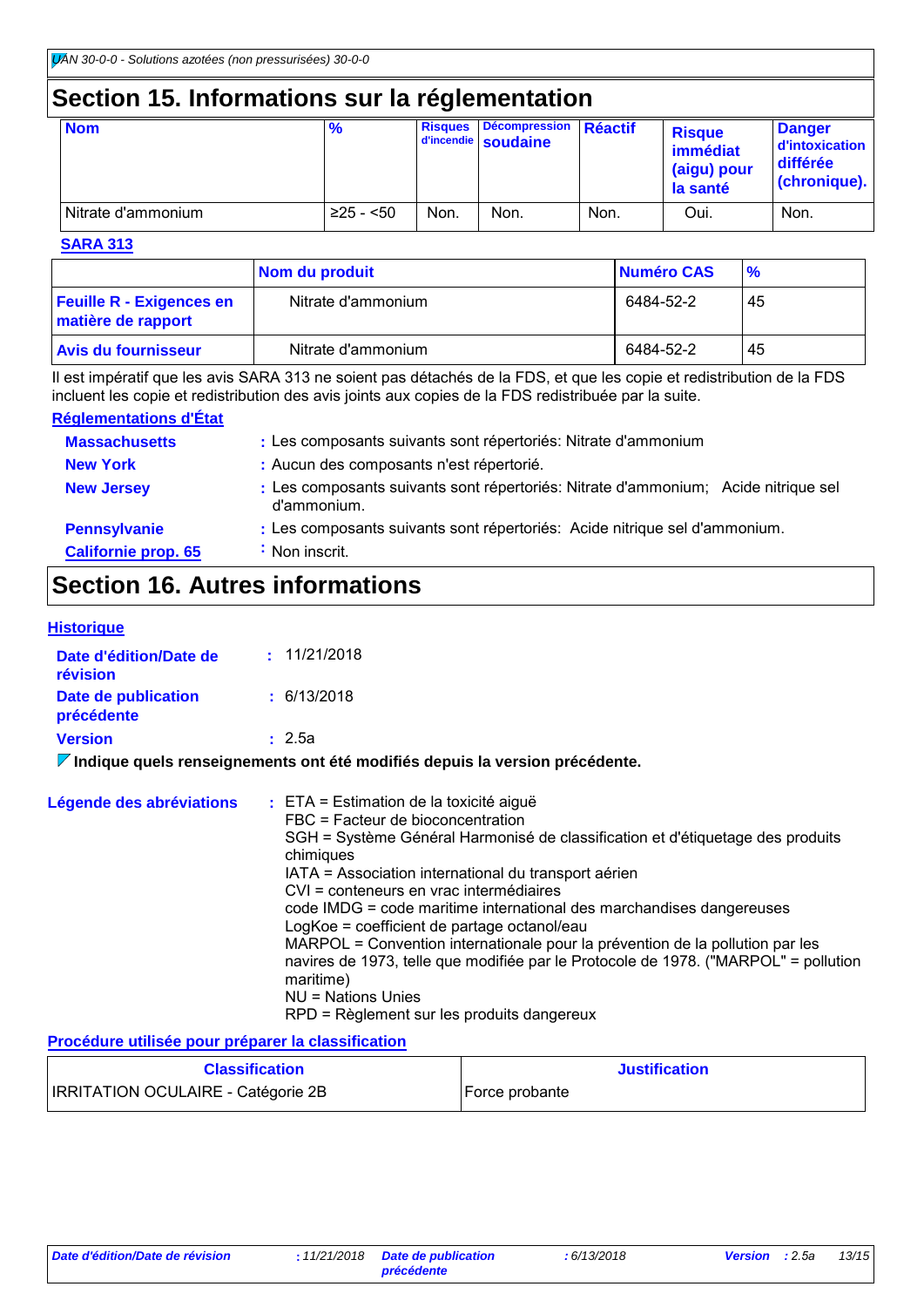## Section 15. Informations sur la réglementation

| Nom | % | Risques d'incendie | Décompression soudaine | Réactif | Risque immédiat (aigu) pour la santé | Danger d'intoxication différée (chronique). |
|---|---|---|---|---|---|---|
| Nitrate d'ammonium | ≥25 - <50 | Non. | Non. | Non. | Oui. | Non. |

**SARA 313**

| | Nom du produit | Numéro CAS | % |
|---|---|---|---|
| **Feuille R - Exigences en matière de rapport** | Nitrate d'ammonium | 6484-52-2 | 45 |
| **Avis du fournisseur** | Nitrate d'ammonium | 6484-52-2 | 45 |

Il est impératif que les avis SARA 313 ne soient pas détachés de la FDS, et que les copie et redistribution de la FDS incluent les copie et redistribution des avis joints aux copies de la FDS redistribuée par la suite.

**Réglementations d'État**

**Massachusetts** : Les composants suivants sont répertoriés: Nitrate d'ammonium

**New York** : Aucun des composants n'est répertorié.

**New Jersey** : Les composants suivants sont répertoriés: Nitrate d'ammonium; Acide nitrique sel d'ammonium.

**Pennsylvanie** : Les composants suivants sont répertoriés: Acide nitrique sel d'ammonium.

**Californie prop. 65** : Non inscrit.

## Section 16. Autres informations

**Historique**

**Date d'édition/Date de révision** : 11/21/2018

**Date de publication précédente** : 6/13/2018

**Version** : 2.5a

**Indique quels renseignements ont été modifiés depuis la version précédente.**

**Légende des abréviations** :
ETA = Estimation de la toxicité aiguë
FBC = Facteur de bioconcentration
SGH = Système Général Harmonisé de classification et d'étiquetage des produits chimiques
IATA = Association international du transport aérien
CVI = conteneurs en vrac intermédiaires
code IMDG = code maritime international des marchandises dangereuses
LogKoe = coefficient de partage octanol/eau
MARPOL = Convention internationale pour la prévention de la pollution par les navires de 1973, telle que modifiée par le Protocole de 1978. ("MARPOL" = pollution maritime)
NU = Nations Unies
RPD = Règlement sur les produits dangereux

**Procédure utilisée pour préparer la classification**

| Classification | Justification |
|---|---|
| IRRITATION OCULAIRE - Catégorie 2B | Force probante |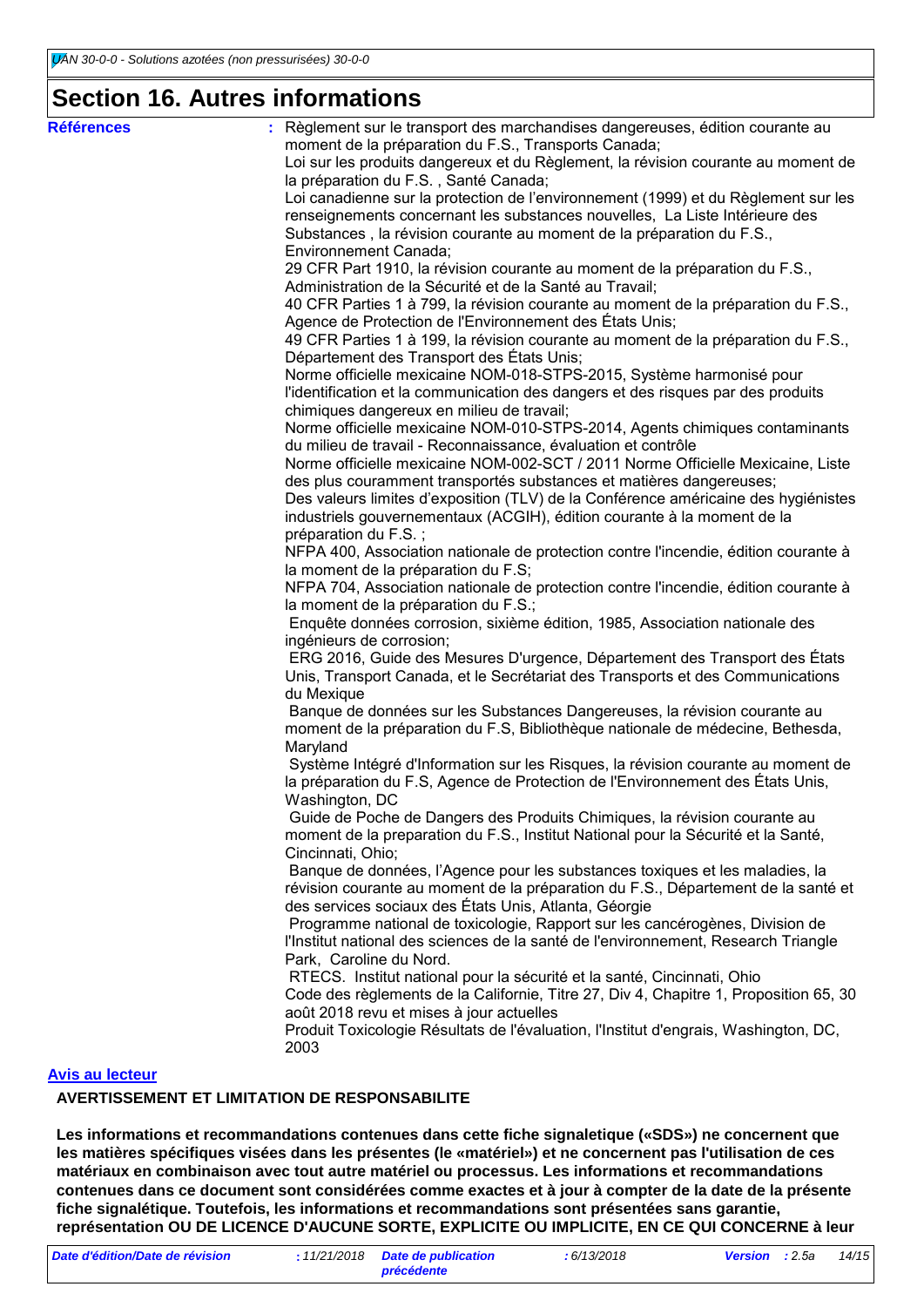# Section 16. Autres informations

**Références** : Règlement sur le transport des marchandises dangereuses, édition courante au moment de la préparation du F.S., Transports Canada;
Loi sur les produits dangereux et du Règlement, la révision courante au moment de la préparation du F.S. , Santé Canada;
Loi canadienne sur la protection de l'environnement (1999) et du Règlement sur les renseignements concernant les substances nouvelles, La Liste Intérieure des Substances , la révision courante au moment de la préparation du F.S., Environnement Canada;
29 CFR Part 1910, la révision courante au moment de la préparation du F.S., Administration de la Sécurité et de la Santé au Travail;
40 CFR Parties 1 à 799, la révision courante au moment de la préparation du F.S., Agence de Protection de l'Environnement des États Unis;
49 CFR Parties 1 à 199, la révision courante au moment de la préparation du F.S., Département des Transport des États Unis;
Norme officielle mexicaine NOM-018-STPS-2015, Système harmonisé pour l'identification et la communication des dangers et des risques par des produits chimiques dangereux en milieu de travail;
Norme officielle mexicaine NOM-010-STPS-2014, Agents chimiques contaminants du milieu de travail - Reconnaissance, évaluation et contrôle
Norme officielle mexicaine NOM-002-SCT / 2011 Norme Officielle Mexicaine, Liste des plus couramment transportés substances et matières dangereuses;
Des valeurs limites d'exposition (TLV) de la Conférence américaine des hygiénistes industriels gouvernementaux (ACGIH), édition courante à la moment de la préparation du F.S. ;
NFPA 400, Association nationale de protection contre l'incendie, édition courante à la moment de la préparation du F.S;
NFPA 704, Association nationale de protection contre l'incendie, édition courante à la moment de la préparation du F.S.;
Enquête données corrosion, sixième édition, 1985, Association nationale des ingénieurs de corrosion;
ERG 2016, Guide des Mesures D'urgence, Département des Transport des États Unis, Transport Canada, et le Secrétariat des Transports et des Communications du Mexique
Banque de données sur les Substances Dangereuses, la révision courante au moment de la préparation du F.S, Bibliothèque nationale de médecine, Bethesda, Maryland
Système Intégré d'Information sur les Risques, la révision courante au moment de la préparation du F.S, Agence de Protection de l'Environnement des États Unis, Washington, DC
Guide de Poche de Dangers des Produits Chimiques, la révision courante au moment de la preparation du F.S., Institut National pour la Sécurité et la Santé, Cincinnati, Ohio;
Banque de données, l'Agence pour les substances toxiques et les maladies, la révision courante au moment de la préparation du F.S., Département de la santé et des services sociaux des États Unis, Atlanta, Géorgie
Programme national de toxicologie, Rapport sur les cancérogènes, Division de l'Institut national des sciences de la santé de l'environnement, Research Triangle Park, Caroline du Nord.
RTECS. Institut national pour la sécurité et la santé, Cincinnati, Ohio
Code des règlements de la Californie, Titre 27, Div 4, Chapitre 1, Proposition 65, 30 août 2018 revu et mises à jour actuelles
Produit Toxicologie Résultats de l'évaluation, l'Institut d'engrais, Washington, DC, 2003

**Avis au lecteur**

**AVERTISSEMENT ET LIMITATION DE RESPONSABILITE**

**Les informations et recommandations contenues dans cette fiche signaletique («SDS») ne concernent que les matières spécifiques visées dans les présentes (le «matériel») et ne concernent pas l'utilisation de ces matériaux en combinaison avec tout autre matériel ou processus. Les informations et recommandations contenues dans ce document sont considérées comme exactes et à jour à compter de la date de la présente fiche signalétique. Toutefois, les informations et recommandations sont présentées sans garantie, représentation OU DE LICENCE D'AUCUNE SORTE, EXPLICITE OU IMPLICITE, EN CE QUI CONCERNE à leur**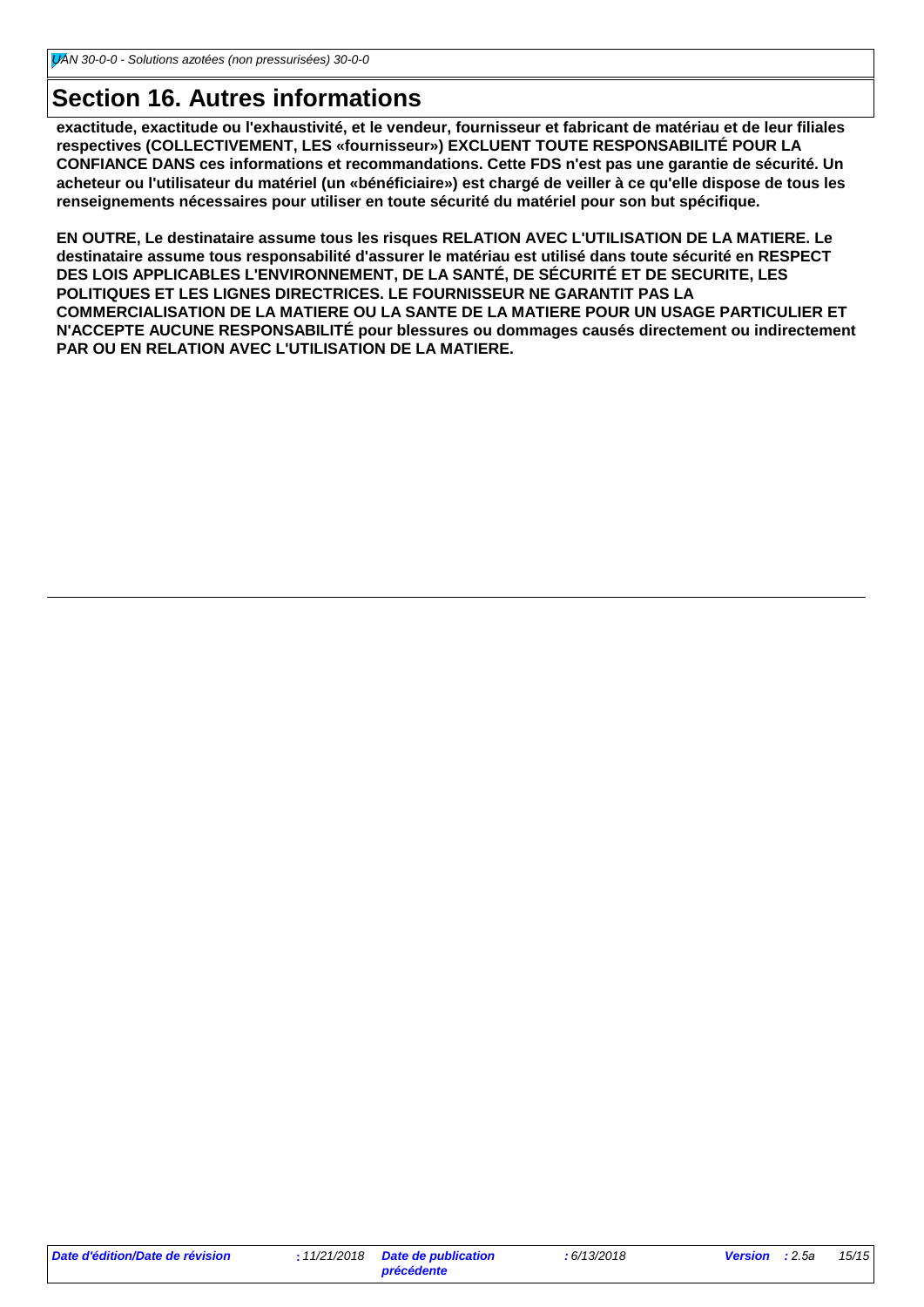# Section 16. Autres informations

**exactitude, exactitude ou l'exhaustivité, et le vendeur, fournisseur et fabricant de matériau et de leur filiales respectives (COLLECTIVEMENT, LES «fournisseur») EXCLUENT TOUTE RESPONSABILITÉ POUR LA CONFIANCE DANS ces informations et recommandations. Cette FDS n'est pas une garantie de sécurité. Un acheteur ou l'utilisateur du matériel (un «bénéficiaire») est chargé de veiller à ce qu'elle dispose de tous les renseignements nécessaires pour utiliser en toute sécurité du matériel pour son but spécifique.**

**EN OUTRE, Le destinataire assume tous les risques RELATION AVEC L'UTILISATION DE LA MATIERE. Le destinataire assume tous responsabilité d'assurer le matériau est utilisé dans toute sécurité en RESPECT DES LOIS APPLICABLES L'ENVIRONNEMENT, DE LA SANTÉ, DE SÉCURITÉ ET DE SECURITE, LES POLITIQUES ET LES LIGNES DIRECTRICES. LE FOURNISSEUR NE GARANTIT PAS LA COMMERCIALISATION DE LA MATIERE OU LA SANTE DE LA MATIERE POUR UN USAGE PARTICULIER ET N'ACCEPTE AUCUNE RESPONSABILITÉ pour blessures ou dommages causés directement ou indirectement PAR OU EN RELATION AVEC L'UTILISATION DE LA MATIERE.**